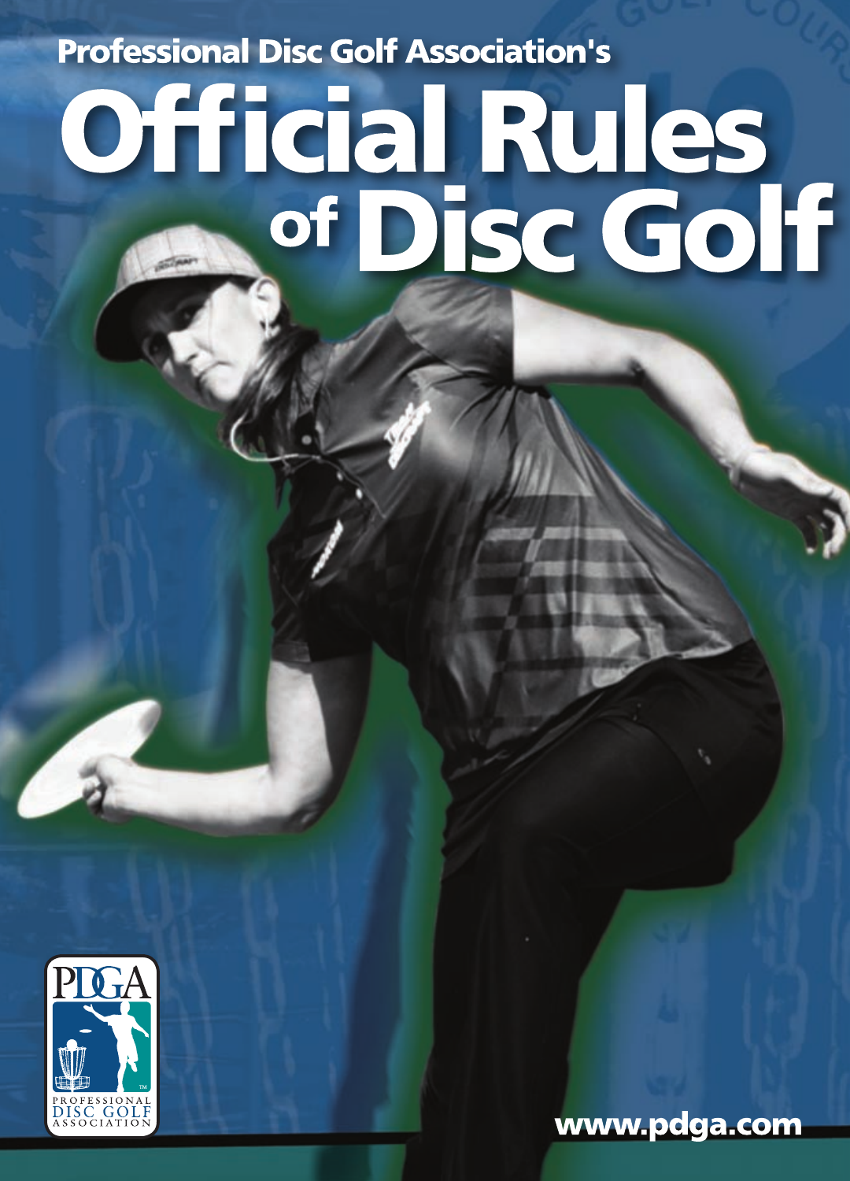Professional Disc Golf Association's

# Official Rules of Disc Golf

www.pdga.com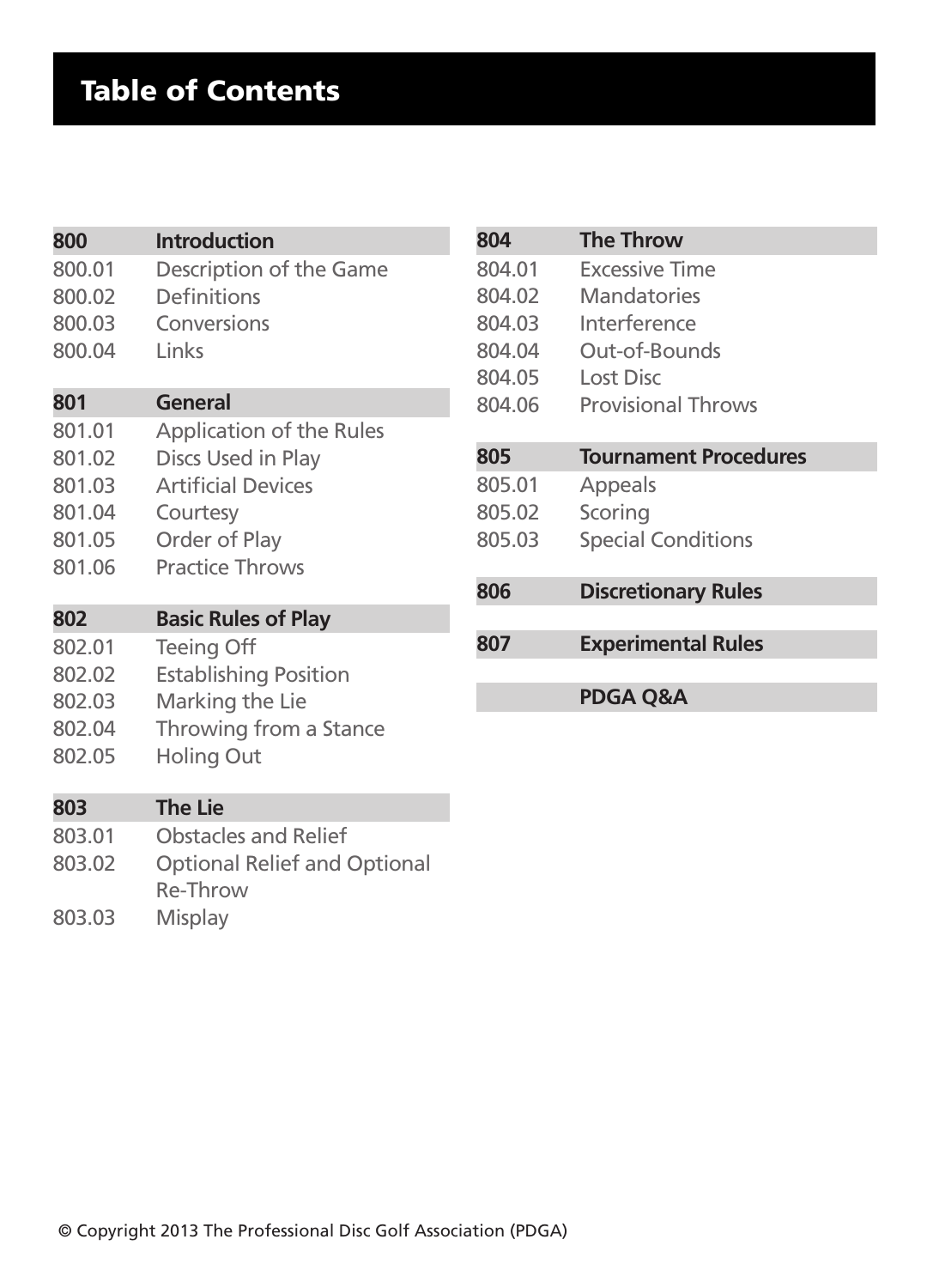# Table of Contents

| 800 | Introduction |
|---|---|
| 800.01 | Description of the Game |
| 800.02 | Definitions |
| 800.03 | Conversions |
| 800.04 | Links |

| 801 | General |
|---|---|
| 801.01 | Application of the Rules |
| 801.02 | Discs Used in Play |
| 801.03 | Artificial Devices |
| 801.04 | Courtesy |
| 801.05 | Order of Play |
| 801.06 | Practice Throws |

| 802 | Basic Rules of Play |
|---|---|
| 802.01 | Teeing Off |
| 802.02 | Establishing Position |
| 802.03 | Marking the Lie |
| 802.04 | Throwing from a Stance |
| 802.05 | Holing Out |

| 803 | The Lie |
|---|---|
| 803.01 | Obstacles and Relief |
| 803.02 | Optional Relief and Optional Re-Throw |
| 803.03 | Misplay |

| 804 | The Throw |
|---|---|
| 804.01 | Excessive Time |
| 804.02 | Mandatories |
| 804.03 | Interference |
| 804.04 | Out-of-Bounds |
| 804.05 | Lost Disc |
| 804.06 | Provisional Throws |

| 805 | Tournament Procedures |
|---|---|
| 805.01 | Appeals |
| 805.02 | Scoring |
| 805.03 | Special Conditions |

| 806 | Discretionary Rules |
|---|---|

| 807 | Experimental Rules |
|---|---|

| | PDGA Q&A |
|---|---|

© Copyright 2013 The Professional Disc Golf Association (PDGA)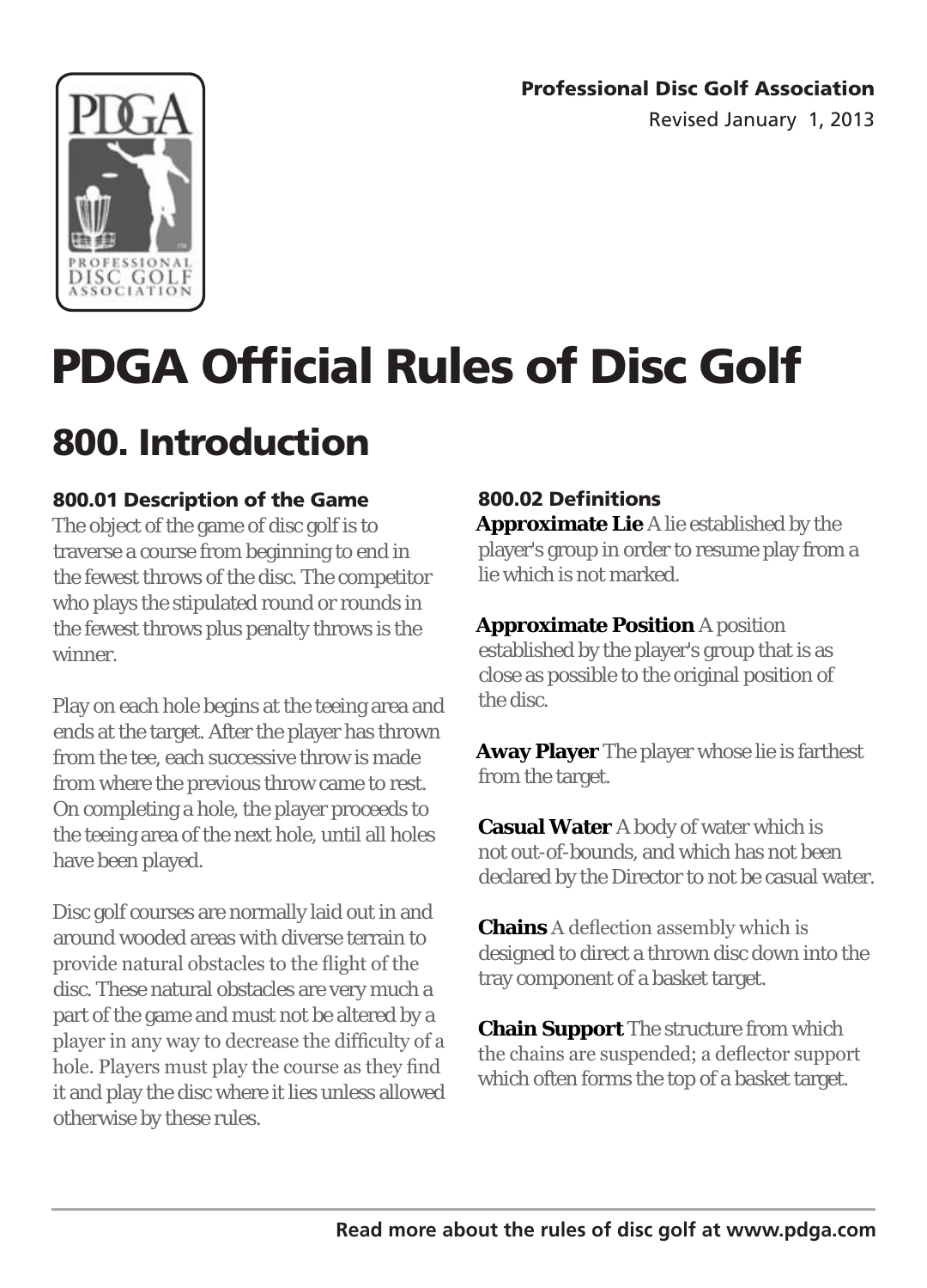Professional Disc Golf Association

Revised January 1, 2013

# PDGA Official Rules of Disc Golf

## 800. Introduction

### 800.01 Description of the Game

The object of the game of disc golf is to traverse a course from beginning to end in the fewest throws of the disc. The competitor who plays the stipulated round or rounds in the fewest throws plus penalty throws is the winner.

Play on each hole begins at the teeing area and ends at the target. After the player has thrown from the tee, each successive throw is made from where the previous throw came to rest. On completing a hole, the player proceeds to the teeing area of the next hole, until all holes have been played.

Disc golf courses are normally laid out in and around wooded areas with diverse terrain to provide natural obstacles to the flight of the disc. These natural obstacles are very much a part of the game and must not be altered by a player in any way to decrease the difficulty of a hole. Players must play the course as they find it and play the disc where it lies unless allowed otherwise by these rules.

### 800.02 Definitions

**Approximate Lie** A lie established by the player's group in order to resume play from a lie which is not marked.

**Approximate Position** A position established by the player's group that is as close as possible to the original position of the disc.

**Away Player** The player whose lie is farthest from the target.

**Casual Water** A body of water which is not out-of-bounds, and which has not been declared by the Director to not be casual water.

**Chains** A deflection assembly which is designed to direct a thrown disc down into the tray component of a basket target.

**Chain Support** The structure from which the chains are suspended; a deflector support which often forms the top of a basket target.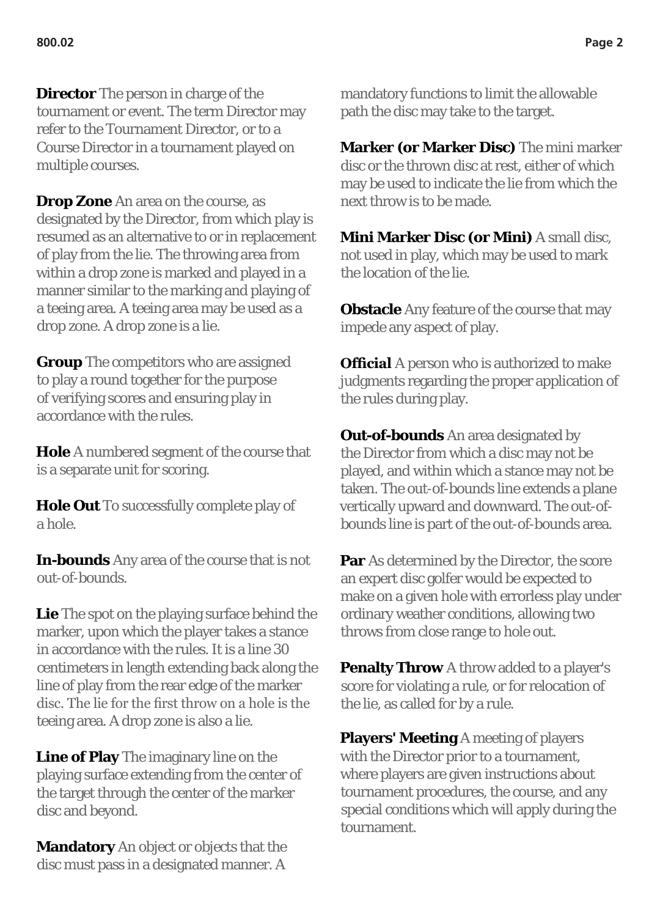**Director** The person in charge of the tournament or event. The term Director may refer to the Tournament Director, or to a Course Director in a tournament played on multiple courses.

**Drop Zone** An area on the course, as designated by the Director, from which play is resumed as an alternative to or in replacement of play from the lie. The throwing area from within a drop zone is marked and played in a manner similar to the marking and playing of a teeing area. A teeing area may be used as a drop zone. A drop zone is a lie.

**Group** The competitors who are assigned to play a round together for the purpose of verifying scores and ensuring play in accordance with the rules.

**Hole** A numbered segment of the course that is a separate unit for scoring.

**Hole Out** To successfully complete play of a hole.

**In-bounds** Any area of the course that is not out-of-bounds.

**Lie** The spot on the playing surface behind the marker, upon which the player takes a stance in accordance with the rules. It is a line 30 centimeters in length extending back along the line of play from the rear edge of the marker disc. The lie for the first throw on a hole is the teeing area. A drop zone is also a lie.

**Line of Play** The imaginary line on the playing surface extending from the center of the target through the center of the marker disc and beyond.

**Mandatory** An object or objects that the disc must pass in a designated manner. A mandatory functions to limit the allowable path the disc may take to the target.

**Marker (or Marker Disc)** The mini marker disc or the thrown disc at rest, either of which may be used to indicate the lie from which the next throw is to be made.

**Mini Marker Disc (or Mini)** A small disc, not used in play, which may be used to mark the location of the lie.

**Obstacle** Any feature of the course that may impede any aspect of play.

**Official** A person who is authorized to make judgments regarding the proper application of the rules during play.

**Out-of-bounds** An area designated by the Director from which a disc may not be played, and within which a stance may not be taken. The out-of-bounds line extends a plane vertically upward and downward. The out-of-bounds line is part of the out-of-bounds area.

**Par** As determined by the Director, the score an expert disc golfer would be expected to make on a given hole with errorless play under ordinary weather conditions, allowing two throws from close range to hole out.

**Penalty Throw** A throw added to a player's score for violating a rule, or for relocation of the lie, as called for by a rule.

**Players' Meeting** A meeting of players with the Director prior to a tournament, where players are given instructions about tournament procedures, the course, and any special conditions which will apply during the tournament.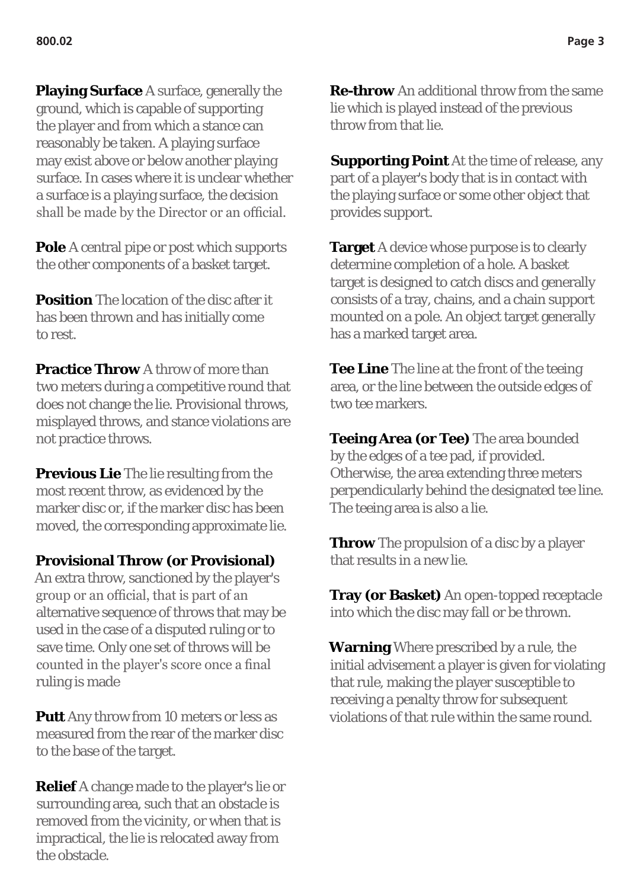**Playing Surface** A surface, generally the ground, which is capable of supporting the player and from which a stance can reasonably be taken. A playing surface may exist above or below another playing surface. In cases where it is unclear whether a surface is a playing surface, the decision shall be made by the Director or an official.

**Pole** A central pipe or post which supports the other components of a basket target.

**Position** The location of the disc after it has been thrown and has initially come to rest.

**Practice Throw** A throw of more than two meters during a competitive round that does not change the lie. Provisional throws, misplayed throws, and stance violations are not practice throws.

**Previous Lie** The lie resulting from the most recent throw, as evidenced by the marker disc or, if the marker disc has been moved, the corresponding approximate lie.

**Provisional Throw (or Provisional)** An extra throw, sanctioned by the player's group or an official, that is part of an alternative sequence of throws that may be used in the case of a disputed ruling or to save time. Only one set of throws will be counted in the player's score once a final ruling is made

**Putt** Any throw from 10 meters or less as measured from the rear of the marker disc to the base of the target.

**Relief** A change made to the player's lie or surrounding area, such that an obstacle is removed from the vicinity, or when that is impractical, the lie is relocated away from the obstacle.

**Re-throw** An additional throw from the same lie which is played instead of the previous throw from that lie.

**Supporting Point** At the time of release, any part of a player's body that is in contact with the playing surface or some other object that provides support.

**Target** A device whose purpose is to clearly determine completion of a hole. A basket target is designed to catch discs and generally consists of a tray, chains, and a chain support mounted on a pole. An object target generally has a marked target area.

**Tee Line** The line at the front of the teeing area, or the line between the outside edges of two tee markers.

**Teeing Area (or Tee)** The area bounded by the edges of a tee pad, if provided. Otherwise, the area extending three meters perpendicularly behind the designated tee line. The teeing area is also a lie.

**Throw** The propulsion of a disc by a player that results in a new lie.

**Tray (or Basket)** An open-topped receptacle into which the disc may fall or be thrown.

**Warning** Where prescribed by a rule, the initial advisement a player is given for violating that rule, making the player susceptible to receiving a penalty throw for subsequent violations of that rule within the same round.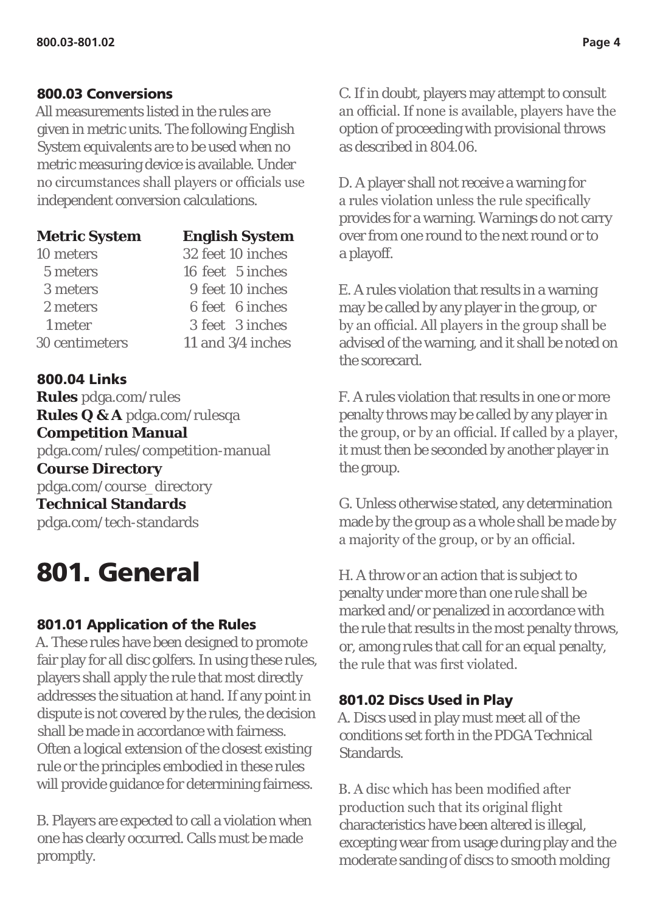### 800.03 Conversions

All measurements listed in the rules are given in metric units. The following English System equivalents are to be used when no metric measuring device is available. Under no circumstances shall players or officials use independent conversion calculations.

| Metric System | English System |
|---|---|
| 10 meters | 32 feet 10 inches |
| 5 meters | 16 feet 5 inches |
| 3 meters | 9 feet 10 inches |
| 2 meters | 6 feet 6 inches |
| 1 meter | 3 feet 3 inches |
| 30 centimeters | 11 and 3/4 inches |

### 800.04 Links

**Rules** pdga.com/rules
**Rules Q & A** pdga.com/rulesqa
**Competition Manual**
pdga.com/rules/competition-manual
**Course Directory**
pdga.com/course_directory
**Technical Standards**
pdga.com/tech-standards

# 801. General

### 801.01 Application of the Rules

A. These rules have been designed to promote fair play for all disc golfers. In using these rules, players shall apply the rule that most directly addresses the situation at hand. If any point in dispute is not covered by the rules, the decision shall be made in accordance with fairness. Often a logical extension of the closest existing rule or the principles embodied in these rules will provide guidance for determining fairness.

B. Players are expected to call a violation when one has clearly occurred. Calls must be made promptly.

C. If in doubt, players may attempt to consult an official. If none is available, players have the option of proceeding with provisional throws as described in 804.06.

D. A player shall not receive a warning for a rules violation unless the rule specifically provides for a warning. Warnings do not carry over from one round to the next round or to a playoff.

E. A rules violation that results in a warning may be called by any player in the group, or by an official. All players in the group shall be advised of the warning, and it shall be noted on the scorecard.

F. A rules violation that results in one or more penalty throws may be called by any player in the group, or by an official. If called by a player, it must then be seconded by another player in the group.

G. Unless otherwise stated, any determination made by the group as a whole shall be made by a majority of the group, or by an official.

H. A throw or an action that is subject to penalty under more than one rule shall be marked and/or penalized in accordance with the rule that results in the most penalty throws, or, among rules that call for an equal penalty, the rule that was first violated.

### 801.02 Discs Used in Play

A. Discs used in play must meet all of the conditions set forth in the PDGA Technical Standards.

B. A disc which has been modified after production such that its original flight characteristics have been altered is illegal, excepting wear from usage during play and the moderate sanding of discs to smooth molding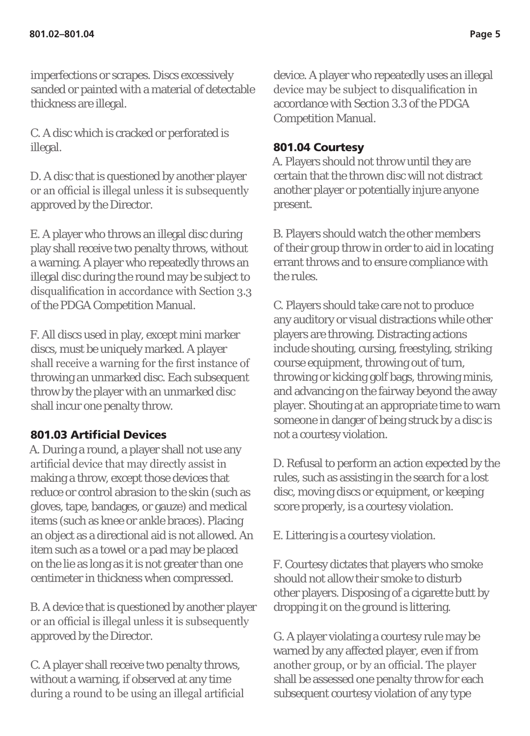imperfections or scrapes. Discs excessively sanded or painted with a material of detectable thickness are illegal.

C. A disc which is cracked or perforated is illegal.

D. A disc that is questioned by another player or an official is illegal unless it is subsequently approved by the Director.

E. A player who throws an illegal disc during play shall receive two penalty throws, without a warning. A player who repeatedly throws an illegal disc during the round may be subject to disqualification in accordance with Section 3.3 of the PDGA Competition Manual.

F. All discs used in play, except mini marker discs, must be uniquely marked. A player shall receive a warning for the first instance of throwing an unmarked disc. Each subsequent throw by the player with an unmarked disc shall incur one penalty throw.

### 801.03 Artificial Devices

A. During a round, a player shall not use any artificial device that may directly assist in making a throw, except those devices that reduce or control abrasion to the skin (such as gloves, tape, bandages, or gauze) and medical items (such as knee or ankle braces). Placing an object as a directional aid is not allowed. An item such as a towel or a pad may be placed on the lie as long as it is not greater than one centimeter in thickness when compressed.

B. A device that is questioned by another player or an official is illegal unless it is subsequently approved by the Director.

C. A player shall receive two penalty throws, without a warning, if observed at any time during a round to be using an illegal artificial device. A player who repeatedly uses an illegal device may be subject to disqualification in accordance with Section 3.3 of the PDGA Competition Manual.

### 801.04 Courtesy

A. Players should not throw until they are certain that the thrown disc will not distract another player or potentially injure anyone present.

B. Players should watch the other members of their group throw in order to aid in locating errant throws and to ensure compliance with the rules.

C. Players should take care not to produce any auditory or visual distractions while other players are throwing. Distracting actions include shouting, cursing, freestyling, striking course equipment, throwing out of turn, throwing or kicking golf bags, throwing minis, and advancing on the fairway beyond the away player. Shouting at an appropriate time to warn someone in danger of being struck by a disc is not a courtesy violation.

D. Refusal to perform an action expected by the rules, such as assisting in the search for a lost disc, moving discs or equipment, or keeping score properly, is a courtesy violation.

E. Littering is a courtesy violation.

F. Courtesy dictates that players who smoke should not allow their smoke to disturb other players. Disposing of a cigarette butt by dropping it on the ground is littering.

G. A player violating a courtesy rule may be warned by any affected player, even if from another group, or by an official. The player shall be assessed one penalty throw for each subsequent courtesy violation of any type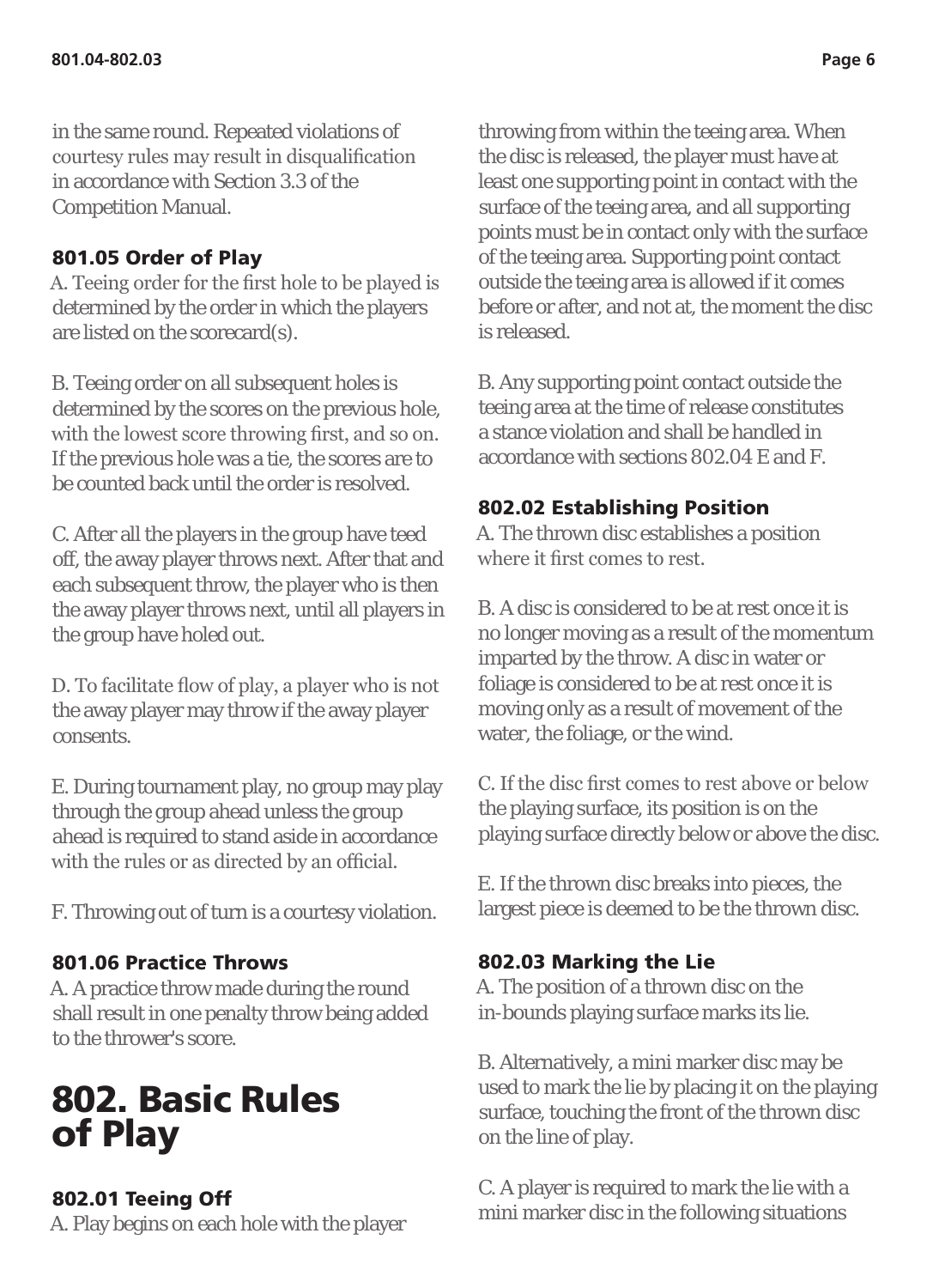in the same round. Repeated violations of courtesy rules may result in disqualification in accordance with Section 3.3 of the Competition Manual.

### 801.05 Order of Play

A. Teeing order for the first hole to be played is determined by the order in which the players are listed on the scorecard(s).

B. Teeing order on all subsequent holes is determined by the scores on the previous hole, with the lowest score throwing first, and so on. If the previous hole was a tie, the scores are to be counted back until the order is resolved.

C. After all the players in the group have teed off, the away player throws next. After that and each subsequent throw, the player who is then the away player throws next, until all players in the group have holed out.

D. To facilitate flow of play, a player who is not the away player may throw if the away player consents.

E. During tournament play, no group may play through the group ahead unless the group ahead is required to stand aside in accordance with the rules or as directed by an official.

F. Throwing out of turn is a courtesy violation.

### 801.06 Practice Throws

A. A practice throw made during the round shall result in one penalty throw being added to the thrower's score.

## 802. Basic Rules of Play

### 802.01 Teeing Off

A. Play begins on each hole with the player throwing from within the teeing area. When the disc is released, the player must have at least one supporting point in contact with the surface of the teeing area, and all supporting points must be in contact only with the surface of the teeing area. Supporting point contact outside the teeing area is allowed if it comes before or after, and not at, the moment the disc is released.

B. Any supporting point contact outside the teeing area at the time of release constitutes a stance violation and shall be handled in accordance with sections 802.04 E and F.

### 802.02 Establishing Position

A. The thrown disc establishes a position where it first comes to rest.

B. A disc is considered to be at rest once it is no longer moving as a result of the momentum imparted by the throw. A disc in water or foliage is considered to be at rest once it is moving only as a result of movement of the water, the foliage, or the wind.

C. If the disc first comes to rest above or below the playing surface, its position is on the playing surface directly below or above the disc.

E. If the thrown disc breaks into pieces, the largest piece is deemed to be the thrown disc.

### 802.03 Marking the Lie

A. The position of a thrown disc on the in-bounds playing surface marks its lie.

B. Alternatively, a mini marker disc may be used to mark the lie by placing it on the playing surface, touching the front of the thrown disc on the line of play.

C. A player is required to mark the lie with a mini marker disc in the following situations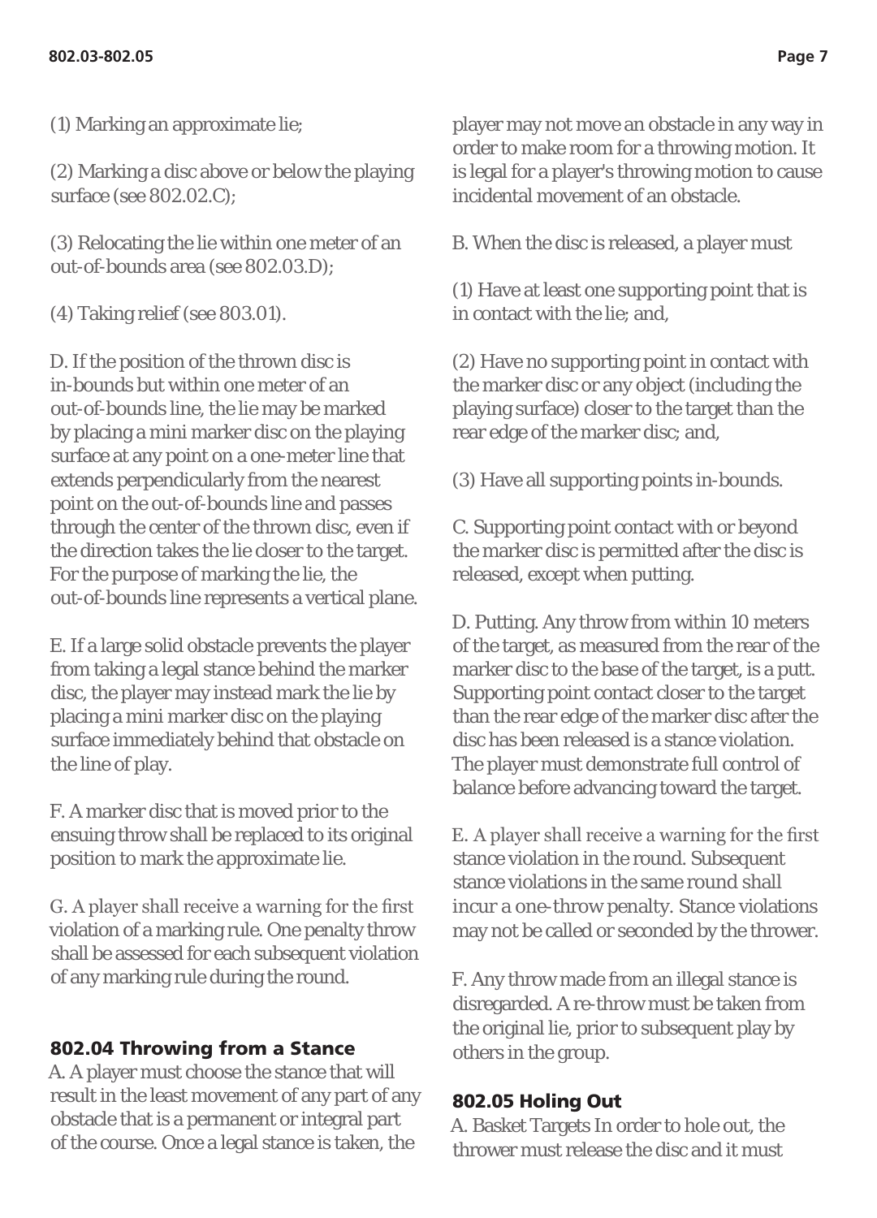(1) Marking an approximate lie;

(2) Marking a disc above or below the playing surface (see 802.02.C);

(3) Relocating the lie within one meter of an out-of-bounds area (see 802.03.D);

(4) Taking relief (see 803.01).

D. If the position of the thrown disc is in-bounds but within one meter of an out-of-bounds line, the lie may be marked by placing a mini marker disc on the playing surface at any point on a one-meter line that extends perpendicularly from the nearest point on the out-of-bounds line and passes through the center of the thrown disc, even if the direction takes the lie closer to the target. For the purpose of marking the lie, the out-of-bounds line represents a vertical plane.

E. If a large solid obstacle prevents the player from taking a legal stance behind the marker disc, the player may instead mark the lie by placing a mini marker disc on the playing surface immediately behind that obstacle on the line of play.

F. A marker disc that is moved prior to the ensuing throw shall be replaced to its original position to mark the approximate lie.

G. A player shall receive a warning for the first violation of a marking rule. One penalty throw shall be assessed for each subsequent violation of any marking rule during the round.

## 802.04 Throwing from a Stance

A. A player must choose the stance that will result in the least movement of any part of any obstacle that is a permanent or integral part of the course. Once a legal stance is taken, the player may not move an obstacle in any way in order to make room for a throwing motion. It is legal for a player's throwing motion to cause incidental movement of an obstacle.

B. When the disc is released, a player must

(1) Have at least one supporting point that is in contact with the lie; and,

(2) Have no supporting point in contact with the marker disc or any object (including the playing surface) closer to the target than the rear edge of the marker disc; and,

(3) Have all supporting points in-bounds.

C. Supporting point contact with or beyond the marker disc is permitted after the disc is released, except when putting.

D. Putting. Any throw from within 10 meters of the target, as measured from the rear of the marker disc to the base of the target, is a putt. Supporting point contact closer to the target than the rear edge of the marker disc after the disc has been released is a stance violation. The player must demonstrate full control of balance before advancing toward the target.

E. A player shall receive a warning for the first stance violation in the round. Subsequent stance violations in the same round shall incur a one-throw penalty. Stance violations may not be called or seconded by the thrower.

F. Any throw made from an illegal stance is disregarded. A re-throw must be taken from the original lie, prior to subsequent play by others in the group.

## 802.05 Holing Out

A. Basket Targets In order to hole out, the thrower must release the disc and it must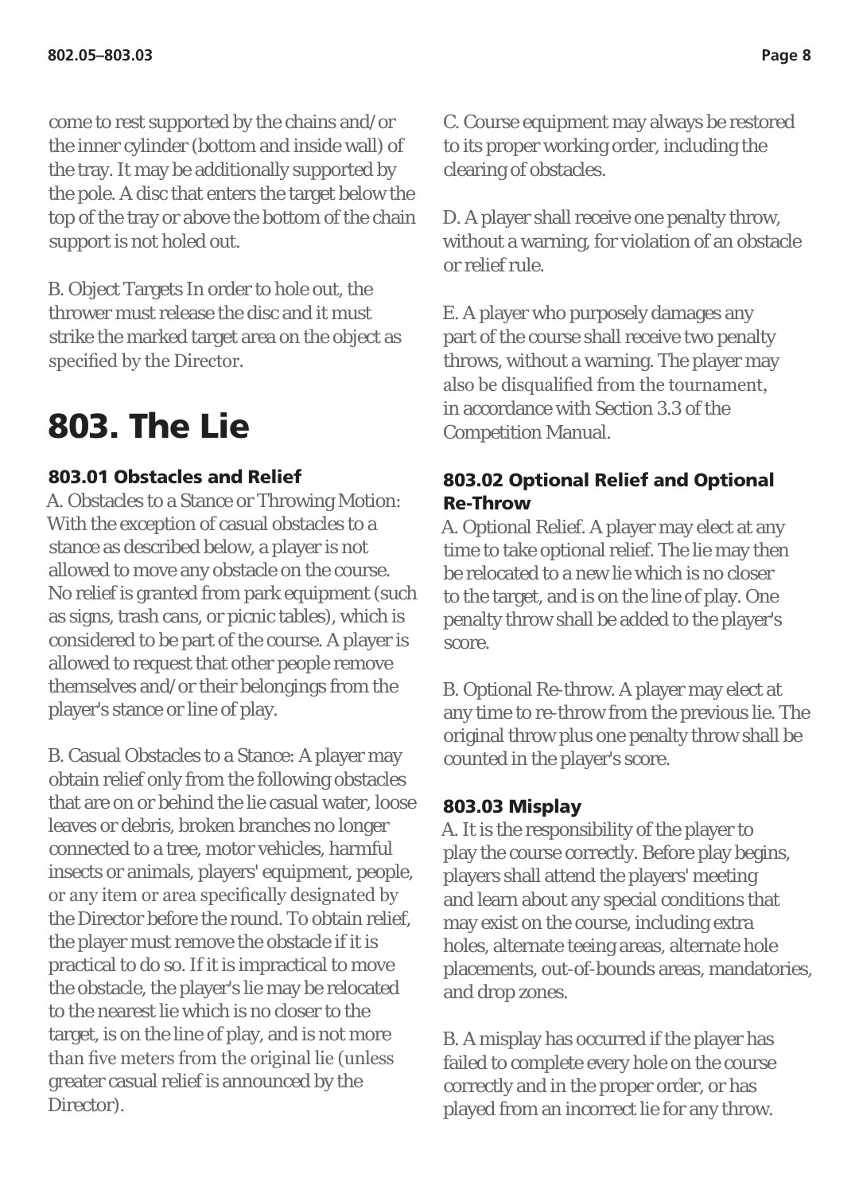come to rest supported by the chains and/or the inner cylinder (bottom and inside wall) of the tray. It may be additionally supported by the pole. A disc that enters the target below the top of the tray or above the bottom of the chain support is not holed out.

B. Object Targets In order to hole out, the thrower must release the disc and it must strike the marked target area on the object as specified by the Director.

# 803. The Lie

### 803.01 Obstacles and Relief

A. Obstacles to a Stance or Throwing Motion: With the exception of casual obstacles to a stance as described below, a player is not allowed to move any obstacle on the course. No relief is granted from park equipment (such as signs, trash cans, or picnic tables), which is considered to be part of the course. A player is allowed to request that other people remove themselves and/or their belongings from the player's stance or line of play.

B. Casual Obstacles to a Stance: A player may obtain relief only from the following obstacles that are on or behind the lie casual water, loose leaves or debris, broken branches no longer connected to a tree, motor vehicles, harmful insects or animals, players' equipment, people, or any item or area specifically designated by the Director before the round. To obtain relief, the player must remove the obstacle if it is practical to do so. If it is impractical to move the obstacle, the player's lie may be relocated to the nearest lie which is no closer to the target, is on the line of play, and is not more than five meters from the original lie (unless greater casual relief is announced by the Director).

C. Course equipment may always be restored to its proper working order, including the clearing of obstacles.

D. A player shall receive one penalty throw, without a warning, for violation of an obstacle or relief rule.

E. A player who purposely damages any part of the course shall receive two penalty throws, without a warning. The player may also be disqualified from the tournament, in accordance with Section 3.3 of the Competition Manual.

### 803.02 Optional Relief and Optional Re-Throw

A. Optional Relief. A player may elect at any time to take optional relief. The lie may then be relocated to a new lie which is no closer to the target, and is on the line of play. One penalty throw shall be added to the player's score.

B. Optional Re-throw. A player may elect at any time to re-throw from the previous lie. The original throw plus one penalty throw shall be counted in the player's score.

### 803.03 Misplay

A. It is the responsibility of the player to play the course correctly. Before play begins, players shall attend the players' meeting and learn about any special conditions that may exist on the course, including extra holes, alternate teeing areas, alternate hole placements, out-of-bounds areas, mandatories, and drop zones.

B. A misplay has occurred if the player has failed to complete every hole on the course correctly and in the proper order, or has played from an incorrect lie for any throw.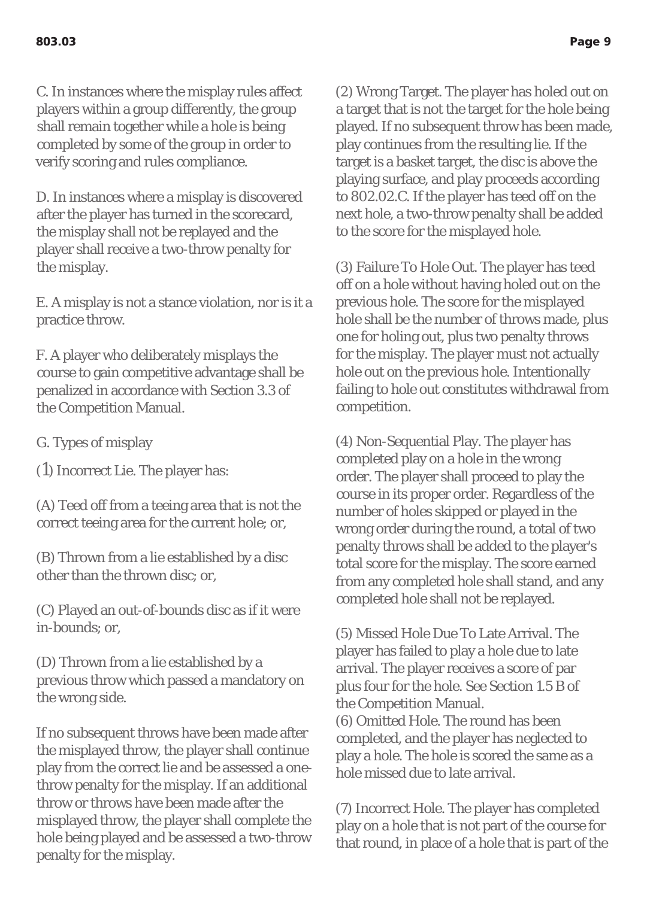C. In instances where the misplay rules affect players within a group differently, the group shall remain together while a hole is being completed by some of the group in order to verify scoring and rules compliance.

D. In instances where a misplay is discovered after the player has turned in the scorecard, the misplay shall not be replayed and the player shall receive a two-throw penalty for the misplay.

E. A misplay is not a stance violation, nor is it a practice throw.

F. A player who deliberately misplays the course to gain competitive advantage shall be penalized in accordance with Section 3.3 of the Competition Manual.

G. Types of misplay

(1) Incorrect Lie. The player has:

(A) Teed off from a teeing area that is not the correct teeing area for the current hole; or,

(B) Thrown from a lie established by a disc other than the thrown disc; or,

(C) Played an out-of-bounds disc as if it were in-bounds; or,

(D) Thrown from a lie established by a previous throw which passed a mandatory on the wrong side.

If no subsequent throws have been made after the misplayed throw, the player shall continue play from the correct lie and be assessed a one-throw penalty for the misplay. If an additional throw or throws have been made after the misplayed throw, the player shall complete the hole being played and be assessed a two-throw penalty for the misplay.

(2) Wrong Target. The player has holed out on a target that is not the target for the hole being played. If no subsequent throw has been made, play continues from the resulting lie. If the target is a basket target, the disc is above the playing surface, and play proceeds according to 802.02.C. If the player has teed off on the next hole, a two-throw penalty shall be added to the score for the misplayed hole.

(3) Failure To Hole Out. The player has teed off on a hole without having holed out on the previous hole. The score for the misplayed hole shall be the number of throws made, plus one for holing out, plus two penalty throws for the misplay. The player must not actually hole out on the previous hole. Intentionally failing to hole out constitutes withdrawal from competition.

(4) Non-Sequential Play. The player has completed play on a hole in the wrong order. The player shall proceed to play the course in its proper order. Regardless of the number of holes skipped or played in the wrong order during the round, a total of two penalty throws shall be added to the player's total score for the misplay. The score earned from any completed hole shall stand, and any completed hole shall not be replayed.

(5) Missed Hole Due To Late Arrival. The player has failed to play a hole due to late arrival. The player receives a score of par plus four for the hole. See Section 1.5 B of the Competition Manual.

(6) Omitted Hole. The round has been completed, and the player has neglected to play a hole. The hole is scored the same as a hole missed due to late arrival.

(7) Incorrect Hole. The player has completed play on a hole that is not part of the course for that round, in place of a hole that is part of the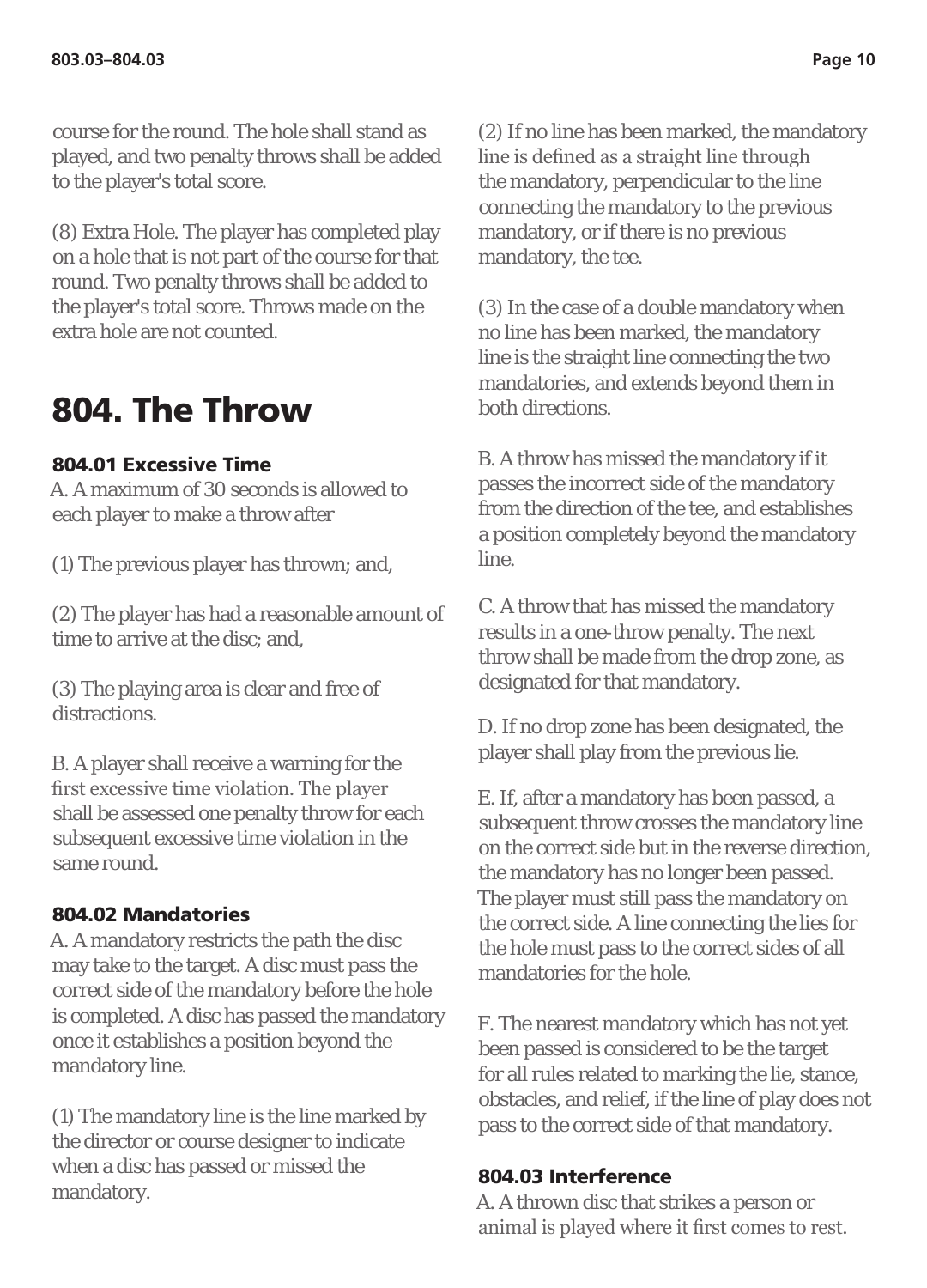course for the round. The hole shall stand as played, and two penalty throws shall be added to the player's total score.

(8) Extra Hole. The player has completed play on a hole that is not part of the course for that round. Two penalty throws shall be added to the player's total score. Throws made on the extra hole are not counted.

# 804. The Throw

### 804.01 Excessive Time

A. A maximum of 30 seconds is allowed to each player to make a throw after

(1) The previous player has thrown; and,

(2) The player has had a reasonable amount of time to arrive at the disc; and,

(3) The playing area is clear and free of distractions.

B. A player shall receive a warning for the first excessive time violation. The player shall be assessed one penalty throw for each subsequent excessive time violation in the same round.

### 804.02 Mandatories

A. A mandatory restricts the path the disc may take to the target. A disc must pass the correct side of the mandatory before the hole is completed. A disc has passed the mandatory once it establishes a position beyond the mandatory line.

(1) The mandatory line is the line marked by the director or course designer to indicate when a disc has passed or missed the mandatory.

(2) If no line has been marked, the mandatory line is defined as a straight line through the mandatory, perpendicular to the line connecting the mandatory to the previous mandatory, or if there is no previous mandatory, the tee.

(3) In the case of a double mandatory when no line has been marked, the mandatory line is the straight line connecting the two mandatories, and extends beyond them in both directions.

B. A throw has missed the mandatory if it passes the incorrect side of the mandatory from the direction of the tee, and establishes a position completely beyond the mandatory line.

C. A throw that has missed the mandatory results in a one-throw penalty. The next throw shall be made from the drop zone, as designated for that mandatory.

D. If no drop zone has been designated, the player shall play from the previous lie.

E. If, after a mandatory has been passed, a subsequent throw crosses the mandatory line on the correct side but in the reverse direction, the mandatory has no longer been passed. The player must still pass the mandatory on the correct side. A line connecting the lies for the hole must pass to the correct sides of all mandatories for the hole.

F. The nearest mandatory which has not yet been passed is considered to be the target for all rules related to marking the lie, stance, obstacles, and relief, if the line of play does not pass to the correct side of that mandatory.

### 804.03 Interference

A. A thrown disc that strikes a person or animal is played where it first comes to rest.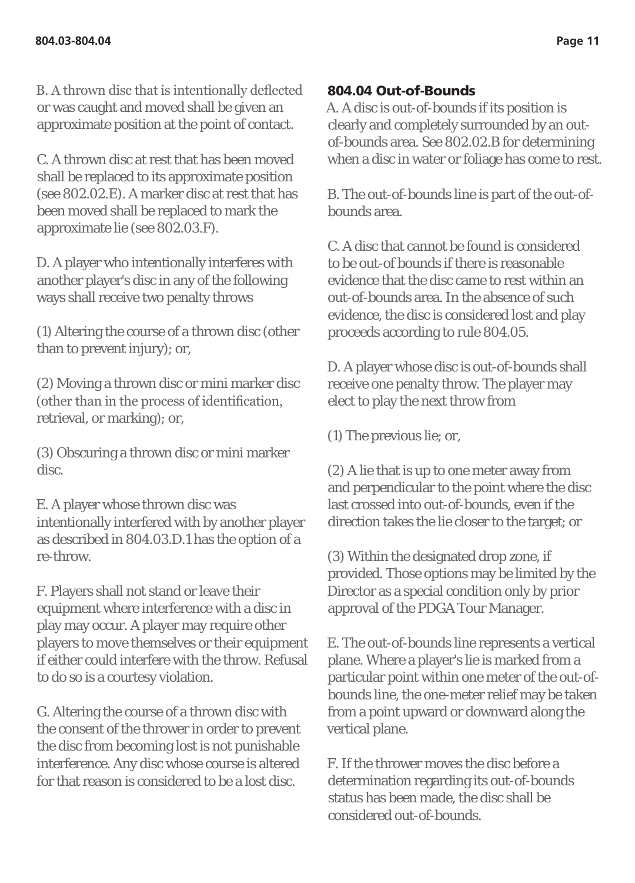B. A thrown disc that is intentionally deflected or was caught and moved shall be given an approximate position at the point of contact.

C. A thrown disc at rest that has been moved shall be replaced to its approximate position (see 802.02.E). A marker disc at rest that has been moved shall be replaced to mark the approximate lie (see 802.03.F).

D. A player who intentionally interferes with another player's disc in any of the following ways shall receive two penalty throws

(1) Altering the course of a thrown disc (other than to prevent injury); or,

(2) Moving a thrown disc or mini marker disc (other than in the process of identification, retrieval, or marking); or,

(3) Obscuring a thrown disc or mini marker disc.

E. A player whose thrown disc was intentionally interfered with by another player as described in 804.03.D.1 has the option of a re-throw.

F. Players shall not stand or leave their equipment where interference with a disc in play may occur. A player may require other players to move themselves or their equipment if either could interfere with the throw. Refusal to do so is a courtesy violation.

G. Altering the course of a thrown disc with the consent of the thrower in order to prevent the disc from becoming lost is not punishable interference. Any disc whose course is altered for that reason is considered to be a lost disc.

### 804.04 Out-of-Bounds

A. A disc is out-of-bounds if its position is clearly and completely surrounded by an out-of-bounds area. See 802.02.B for determining when a disc in water or foliage has come to rest.

B. The out-of-bounds line is part of the out-of-bounds area.

C. A disc that cannot be found is considered to be out-of bounds if there is reasonable evidence that the disc came to rest within an out-of-bounds area. In the absence of such evidence, the disc is considered lost and play proceeds according to rule 804.05.

D. A player whose disc is out-of-bounds shall receive one penalty throw. The player may elect to play the next throw from

(1) The previous lie; or,

(2) A lie that is up to one meter away from and perpendicular to the point where the disc last crossed into out-of-bounds, even if the direction takes the lie closer to the target; or

(3) Within the designated drop zone, if provided. Those options may be limited by the Director as a special condition only by prior approval of the PDGA Tour Manager.

E. The out-of-bounds line represents a vertical plane. Where a player's lie is marked from a particular point within one meter of the out-of-bounds line, the one-meter relief may be taken from a point upward or downward along the vertical plane.

F. If the thrower moves the disc before a determination regarding its out-of-bounds status has been made, the disc shall be considered out-of-bounds.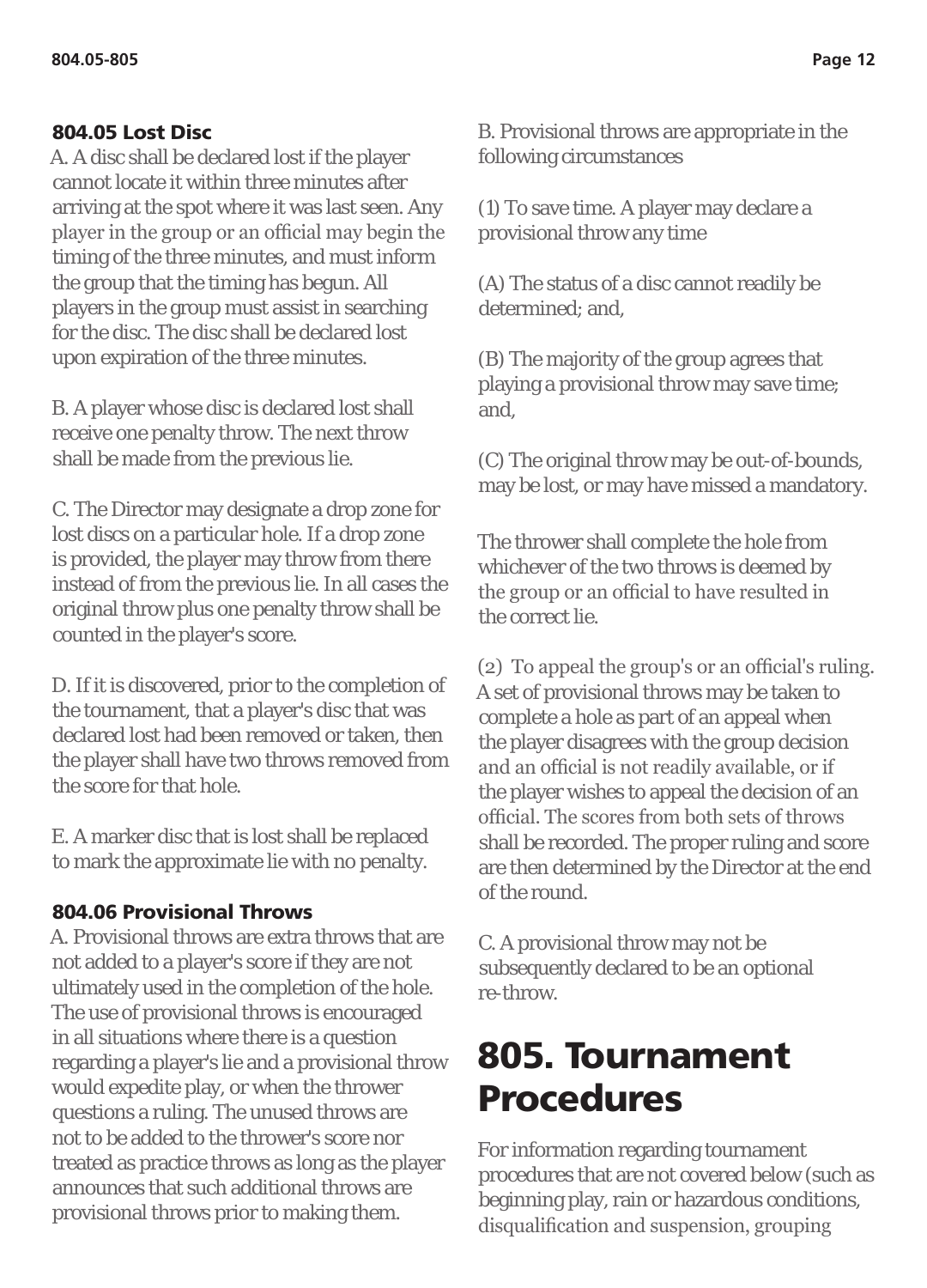### 804.05 Lost Disc

A. A disc shall be declared lost if the player cannot locate it within three minutes after arriving at the spot where it was last seen. Any player in the group or an official may begin the timing of the three minutes, and must inform the group that the timing has begun. All players in the group must assist in searching for the disc. The disc shall be declared lost upon expiration of the three minutes.

B. A player whose disc is declared lost shall receive one penalty throw. The next throw shall be made from the previous lie.

C. The Director may designate a drop zone for lost discs on a particular hole. If a drop zone is provided, the player may throw from there instead of from the previous lie. In all cases the original throw plus one penalty throw shall be counted in the player's score.

D. If it is discovered, prior to the completion of the tournament, that a player's disc that was declared lost had been removed or taken, then the player shall have two throws removed from the score for that hole.

E. A marker disc that is lost shall be replaced to mark the approximate lie with no penalty.

### 804.06 Provisional Throws

A. Provisional throws are extra throws that are not added to a player's score if they are not ultimately used in the completion of the hole. The use of provisional throws is encouraged in all situations where there is a question regarding a player's lie and a provisional throw would expedite play, or when the thrower questions a ruling. The unused throws are not to be added to the thrower's score nor treated as practice throws as long as the player announces that such additional throws are provisional throws prior to making them.

B. Provisional throws are appropriate in the following circumstances

(1) To save time. A player may declare a provisional throw any time

(A) The status of a disc cannot readily be determined; and,

(B) The majority of the group agrees that playing a provisional throw may save time; and,

(C) The original throw may be out-of-bounds, may be lost, or may have missed a mandatory.

The thrower shall complete the hole from whichever of the two throws is deemed by the group or an official to have resulted in the correct lie.

(2) To appeal the group's or an official's ruling. A set of provisional throws may be taken to complete a hole as part of an appeal when the player disagrees with the group decision and an official is not readily available, or if the player wishes to appeal the decision of an official. The scores from both sets of throws shall be recorded. The proper ruling and score are then determined by the Director at the end of the round.

C. A provisional throw may not be subsequently declared to be an optional re-throw.

# 805. Tournament Procedures

For information regarding tournament procedures that are not covered below (such as beginning play, rain or hazardous conditions, disqualification and suspension, grouping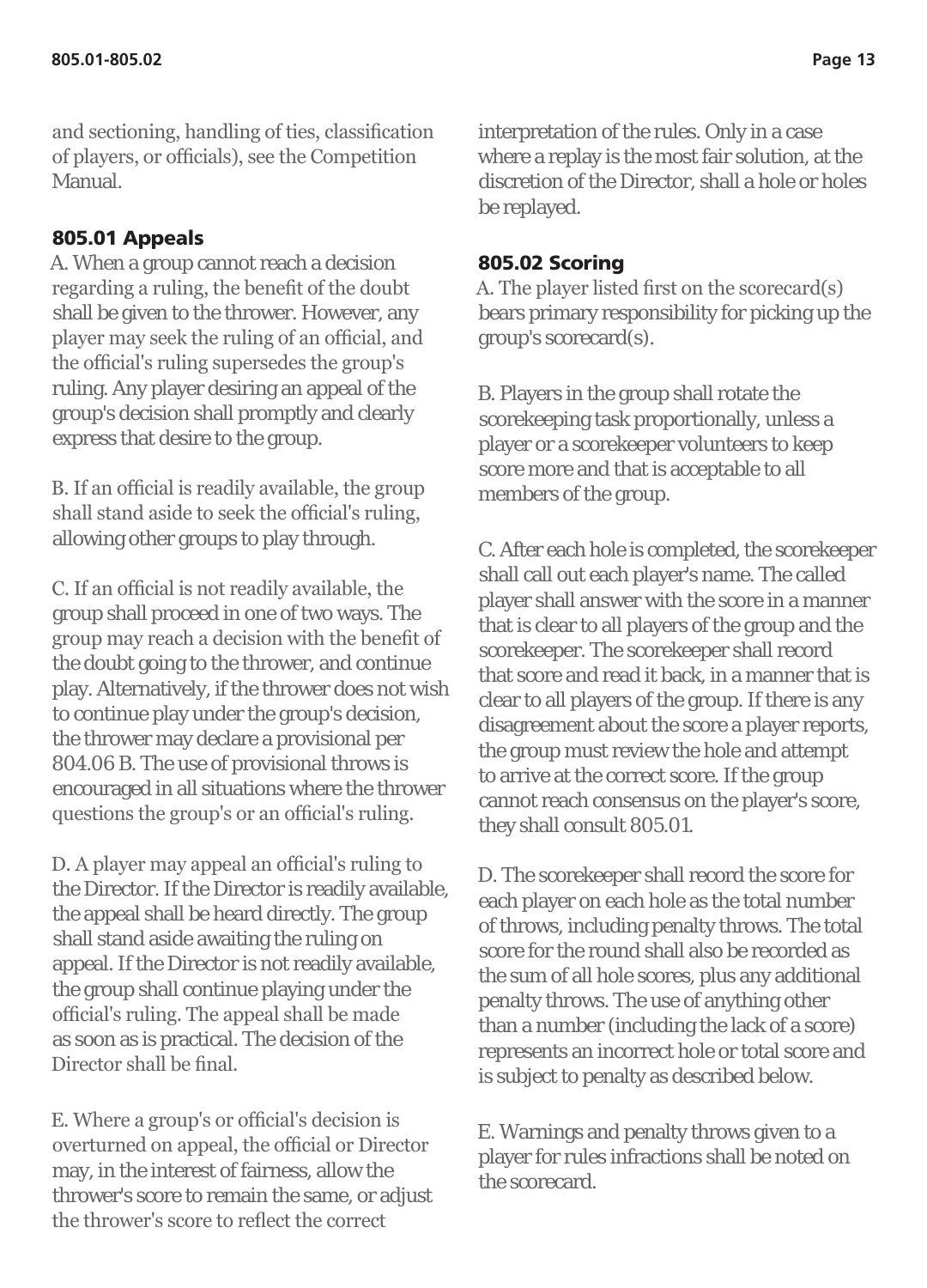and sectioning, handling of ties, classification of players, or officials), see the Competition Manual.

### 805.01 Appeals

A. When a group cannot reach a decision regarding a ruling, the benefit of the doubt shall be given to the thrower. However, any player may seek the ruling of an official, and the official's ruling supersedes the group's ruling. Any player desiring an appeal of the group's decision shall promptly and clearly express that desire to the group.

B. If an official is readily available, the group shall stand aside to seek the official's ruling, allowing other groups to play through.

C. If an official is not readily available, the group shall proceed in one of two ways. The group may reach a decision with the benefit of the doubt going to the thrower, and continue play. Alternatively, if the thrower does not wish to continue play under the group's decision, the thrower may declare a provisional per 804.06 B. The use of provisional throws is encouraged in all situations where the thrower questions the group's or an official's ruling.

D. A player may appeal an official's ruling to the Director. If the Director is readily available, the appeal shall be heard directly. The group shall stand aside awaiting the ruling on appeal. If the Director is not readily available, the group shall continue playing under the official's ruling. The appeal shall be made as soon as is practical. The decision of the Director shall be final.

E. Where a group's or official's decision is overturned on appeal, the official or Director may, in the interest of fairness, allow the thrower's score to remain the same, or adjust the thrower's score to reflect the correct interpretation of the rules. Only in a case where a replay is the most fair solution, at the discretion of the Director, shall a hole or holes be replayed.

### 805.02 Scoring

A. The player listed first on the scorecard(s) bears primary responsibility for picking up the group's scorecard(s).

B. Players in the group shall rotate the scorekeeping task proportionally, unless a player or a scorekeeper volunteers to keep score more and that is acceptable to all members of the group.

C. After each hole is completed, the scorekeeper shall call out each player's name. The called player shall answer with the score in a manner that is clear to all players of the group and the scorekeeper. The scorekeeper shall record that score and read it back, in a manner that is clear to all players of the group. If there is any disagreement about the score a player reports, the group must review the hole and attempt to arrive at the correct score. If the group cannot reach consensus on the player's score, they shall consult 805.01.

D. The scorekeeper shall record the score for each player on each hole as the total number of throws, including penalty throws. The total score for the round shall also be recorded as the sum of all hole scores, plus any additional penalty throws. The use of anything other than a number (including the lack of a score) represents an incorrect hole or total score and is subject to penalty as described below.

E. Warnings and penalty throws given to a player for rules infractions shall be noted on the scorecard.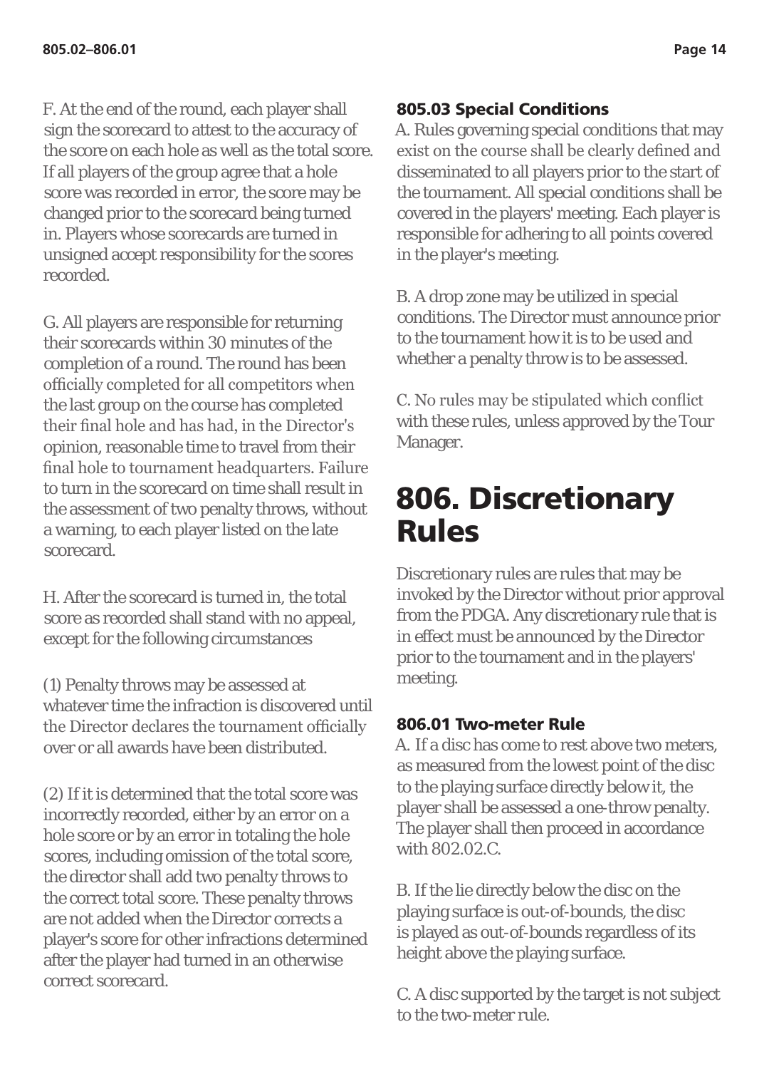F. At the end of the round, each player shall sign the scorecard to attest to the accuracy of the score on each hole as well as the total score. If all players of the group agree that a hole score was recorded in error, the score may be changed prior to the scorecard being turned in. Players whose scorecards are turned in unsigned accept responsibility for the scores recorded.

G. All players are responsible for returning their scorecards within 30 minutes of the completion of a round. The round has been officially completed for all competitors when the last group on the course has completed their final hole and has had, in the Director's opinion, reasonable time to travel from their final hole to tournament headquarters. Failure to turn in the scorecard on time shall result in the assessment of two penalty throws, without a warning, to each player listed on the late scorecard.

H. After the scorecard is turned in, the total score as recorded shall stand with no appeal, except for the following circumstances

(1) Penalty throws may be assessed at whatever time the infraction is discovered until the Director declares the tournament officially over or all awards have been distributed.

(2) If it is determined that the total score was incorrectly recorded, either by an error on a hole score or by an error in totaling the hole scores, including omission of the total score, the director shall add two penalty throws to the correct total score. These penalty throws are not added when the Director corrects a player's score for other infractions determined after the player had turned in an otherwise correct scorecard.

### 805.03 Special Conditions

A. Rules governing special conditions that may exist on the course shall be clearly defined and disseminated to all players prior to the start of the tournament. All special conditions shall be covered in the players' meeting. Each player is responsible for adhering to all points covered in the player's meeting.

B. A drop zone may be utilized in special conditions. The Director must announce prior to the tournament how it is to be used and whether a penalty throw is to be assessed.

C. No rules may be stipulated which conflict with these rules, unless approved by the Tour Manager.

# 806. Discretionary Rules

Discretionary rules are rules that may be invoked by the Director without prior approval from the PDGA. Any discretionary rule that is in effect must be announced by the Director prior to the tournament and in the players' meeting.

### 806.01 Two-meter Rule

A. If a disc has come to rest above two meters, as measured from the lowest point of the disc to the playing surface directly below it, the player shall be assessed a one-throw penalty. The player shall then proceed in accordance with 802.02.C.

B. If the lie directly below the disc on the playing surface is out-of-bounds, the disc is played as out-of-bounds regardless of its height above the playing surface.

C. A disc supported by the target is not subject to the two-meter rule.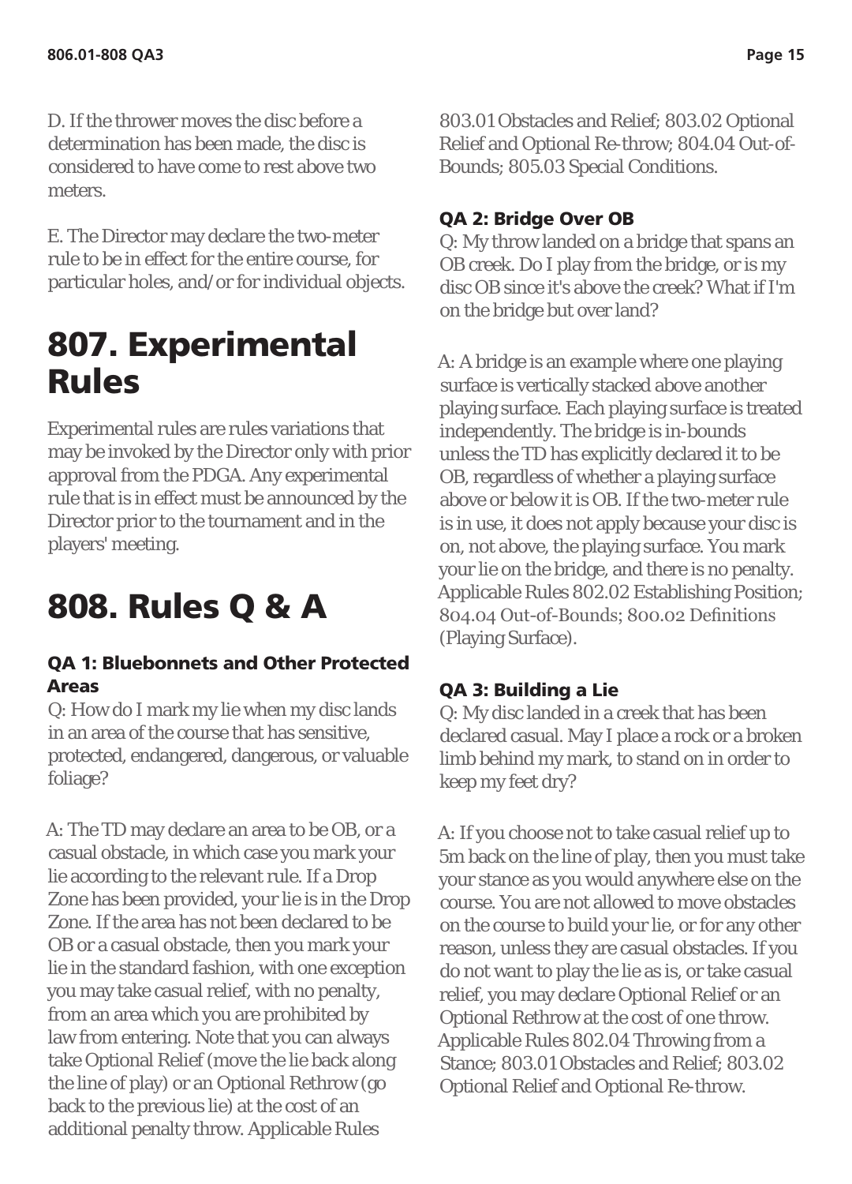D. If the thrower moves the disc before a determination has been made, the disc is considered to have come to rest above two meters.

E. The Director may declare the two-meter rule to be in effect for the entire course, for particular holes, and/or for individual objects.

# 807. Experimental Rules

Experimental rules are rules variations that may be invoked by the Director only with prior approval from the PDGA. Any experimental rule that is in effect must be announced by the Director prior to the tournament and in the players' meeting.

# 808. Rules Q & A

### QA 1: Bluebonnets and Other Protected Areas

Q: How do I mark my lie when my disc lands in an area of the course that has sensitive, protected, endangered, dangerous, or valuable foliage?

A: The TD may declare an area to be OB, or a casual obstacle, in which case you mark your lie according to the relevant rule. If a Drop Zone has been provided, your lie is in the Drop Zone. If the area has not been declared to be OB or a casual obstacle, then you mark your lie in the standard fashion, with one exception you may take casual relief, with no penalty, from an area which you are prohibited by law from entering. Note that you can always take Optional Relief (move the lie back along the line of play) or an Optional Rethrow (go back to the previous lie) at the cost of an additional penalty throw. Applicable Rules 803.01 Obstacles and Relief; 803.02 Optional Relief and Optional Re-throw; 804.04 Out-of-Bounds; 805.03 Special Conditions.

### QA 2: Bridge Over OB

Q: My throw landed on a bridge that spans an OB creek. Do I play from the bridge, or is my disc OB since it's above the creek? What if I'm on the bridge but over land?

A: A bridge is an example where one playing surface is vertically stacked above another playing surface. Each playing surface is treated independently. The bridge is in-bounds unless the TD has explicitly declared it to be OB, regardless of whether a playing surface above or below it is OB. If the two-meter rule is in use, it does not apply because your disc is on, not above, the playing surface. You mark your lie on the bridge, and there is no penalty. Applicable Rules 802.02 Establishing Position; 804.04 Out-of-Bounds; 800.02 Definitions (Playing Surface).

### QA 3: Building a Lie

Q: My disc landed in a creek that has been declared casual. May I place a rock or a broken limb behind my mark, to stand on in order to keep my feet dry?

A: If you choose not to take casual relief up to 5m back on the line of play, then you must take your stance as you would anywhere else on the course. You are not allowed to move obstacles on the course to build your lie, or for any other reason, unless they are casual obstacles. If you do not want to play the lie as is, or take casual relief, you may declare Optional Relief or an Optional Rethrow at the cost of one throw. Applicable Rules 802.04 Throwing from a Stance; 803.01 Obstacles and Relief; 803.02 Optional Relief and Optional Re-throw.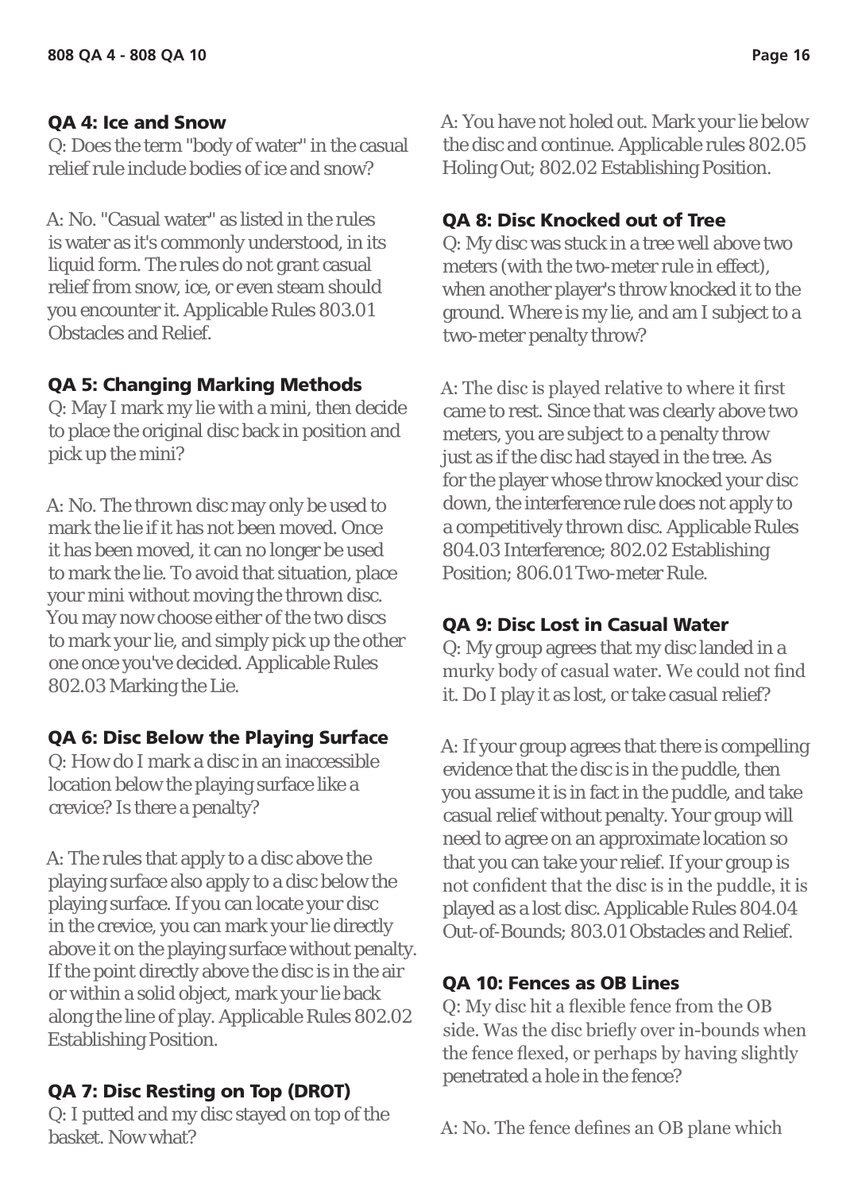### QA 4: Ice and Snow

Q: Does the term "body of water" in the casual relief rule include bodies of ice and snow?

A: No. "Casual water" as listed in the rules is water as it's commonly understood, in its liquid form. The rules do not grant casual relief from snow, ice, or even steam should you encounter it. Applicable Rules 803.01 Obstacles and Relief.

### QA 5: Changing Marking Methods

Q: May I mark my lie with a mini, then decide to place the original disc back in position and pick up the mini?

A: No. The thrown disc may only be used to mark the lie if it has not been moved. Once it has been moved, it can no longer be used to mark the lie. To avoid that situation, place your mini without moving the thrown disc. You may now choose either of the two discs to mark your lie, and simply pick up the other one once you've decided. Applicable Rules 802.03 Marking the Lie.

### QA 6: Disc Below the Playing Surface

Q: How do I mark a disc in an inaccessible location below the playing surface like a crevice? Is there a penalty?

A: The rules that apply to a disc above the playing surface also apply to a disc below the playing surface. If you can locate your disc in the crevice, you can mark your lie directly above it on the playing surface without penalty. If the point directly above the disc is in the air or within a solid object, mark your lie back along the line of play. Applicable Rules 802.02 Establishing Position.

### QA 7: Disc Resting on Top (DROT)

Q: I putted and my disc stayed on top of the basket. Now what?

A: You have not holed out. Mark your lie below the disc and continue. Applicable rules 802.05 Holing Out; 802.02 Establishing Position.

### QA 8: Disc Knocked out of Tree

Q: My disc was stuck in a tree well above two meters (with the two-meter rule in effect), when another player's throw knocked it to the ground. Where is my lie, and am I subject to a two-meter penalty throw?

A: The disc is played relative to where it first came to rest. Since that was clearly above two meters, you are subject to a penalty throw just as if the disc had stayed in the tree. As for the player whose throw knocked your disc down, the interference rule does not apply to a competitively thrown disc. Applicable Rules 804.03 Interference; 802.02 Establishing Position; 806.01 Two-meter Rule.

### QA 9: Disc Lost in Casual Water

Q: My group agrees that my disc landed in a murky body of casual water. We could not find it. Do I play it as lost, or take casual relief?

A: If your group agrees that there is compelling evidence that the disc is in the puddle, then you assume it is in fact in the puddle, and take casual relief without penalty. Your group will need to agree on an approximate location so that you can take your relief. If your group is not confident that the disc is in the puddle, it is played as a lost disc. Applicable Rules 804.04 Out-of-Bounds; 803.01 Obstacles and Relief.

### QA 10: Fences as OB Lines

Q: My disc hit a flexible fence from the OB side. Was the disc briefly over in-bounds when the fence flexed, or perhaps by having slightly penetrated a hole in the fence?

A: No. The fence defines an OB plane which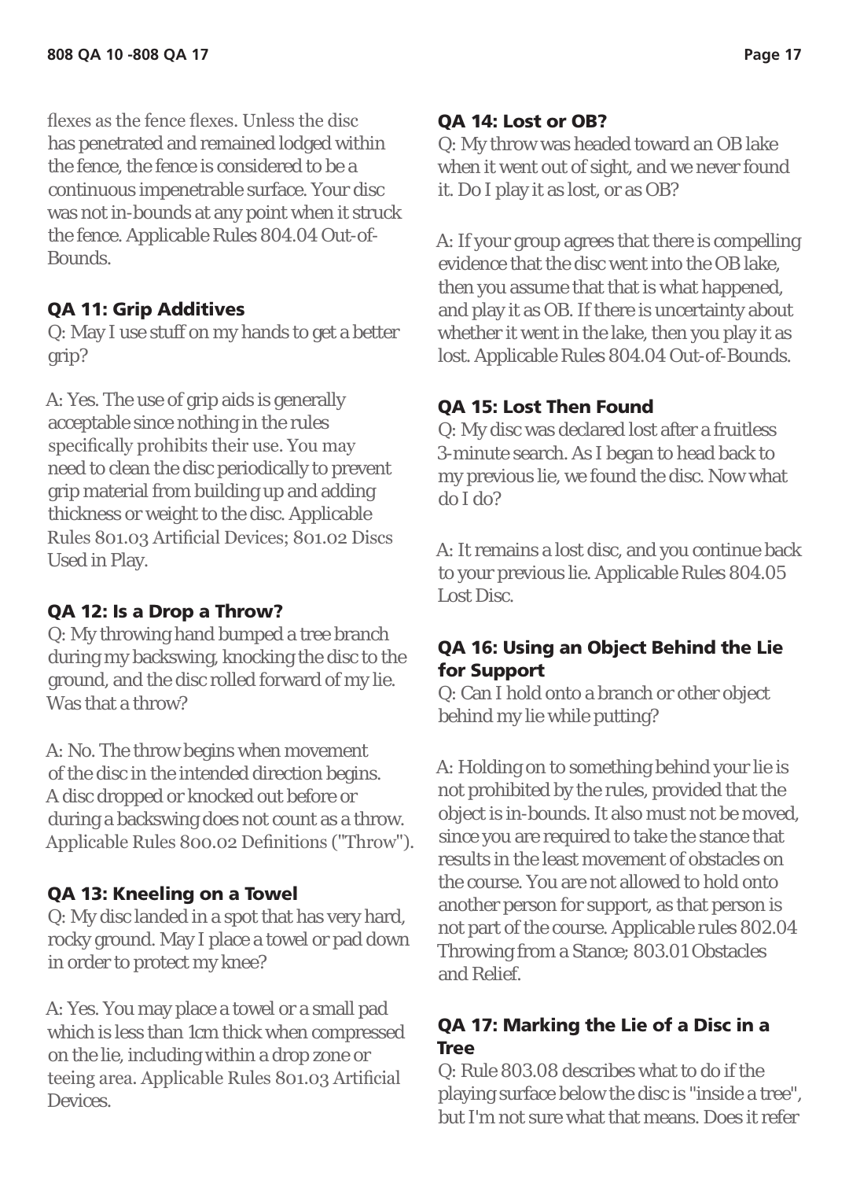flexes as the fence flexes. Unless the disc has penetrated and remained lodged within the fence, the fence is considered to be a continuous impenetrable surface. Your disc was not in-bounds at any point when it struck the fence. Applicable Rules 804.04 Out-of-Bounds.

### QA 11: Grip Additives

Q: May I use stuff on my hands to get a better grip?

A: Yes. The use of grip aids is generally acceptable since nothing in the rules specifically prohibits their use. You may need to clean the disc periodically to prevent grip material from building up and adding thickness or weight to the disc. Applicable Rules 801.03 Artificial Devices; 801.02 Discs Used in Play.

### QA 12: Is a Drop a Throw?

Q: My throwing hand bumped a tree branch during my backswing, knocking the disc to the ground, and the disc rolled forward of my lie. Was that a throw?

A: No. The throw begins when movement of the disc in the intended direction begins. A disc dropped or knocked out before or during a backswing does not count as a throw. Applicable Rules 800.02 Definitions ("Throw").

### QA 13: Kneeling on a Towel

Q: My disc landed in a spot that has very hard, rocky ground. May I place a towel or pad down in order to protect my knee?

A: Yes. You may place a towel or a small pad which is less than 1cm thick when compressed on the lie, including within a drop zone or teeing area. Applicable Rules 801.03 Artificial Devices.

### QA 14: Lost or OB?

Q: My throw was headed toward an OB lake when it went out of sight, and we never found it. Do I play it as lost, or as OB?

A: If your group agrees that there is compelling evidence that the disc went into the OB lake, then you assume that that is what happened, and play it as OB. If there is uncertainty about whether it went in the lake, then you play it as lost. Applicable Rules 804.04 Out-of-Bounds.

### QA 15: Lost Then Found

Q: My disc was declared lost after a fruitless 3-minute search. As I began to head back to my previous lie, we found the disc. Now what do I do?

A: It remains a lost disc, and you continue back to your previous lie. Applicable Rules 804.05 Lost Disc.

### QA 16: Using an Object Behind the Lie for Support

Q: Can I hold onto a branch or other object behind my lie while putting?

A: Holding on to something behind your lie is not prohibited by the rules, provided that the object is in-bounds. It also must not be moved, since you are required to take the stance that results in the least movement of obstacles on the course. You are not allowed to hold onto another person for support, as that person is not part of the course. Applicable rules 802.04 Throwing from a Stance; 803.01 Obstacles and Relief.

### QA 17: Marking the Lie of a Disc in a Tree

Q: Rule 803.08 describes what to do if the playing surface below the disc is "inside a tree", but I'm not sure what that means. Does it refer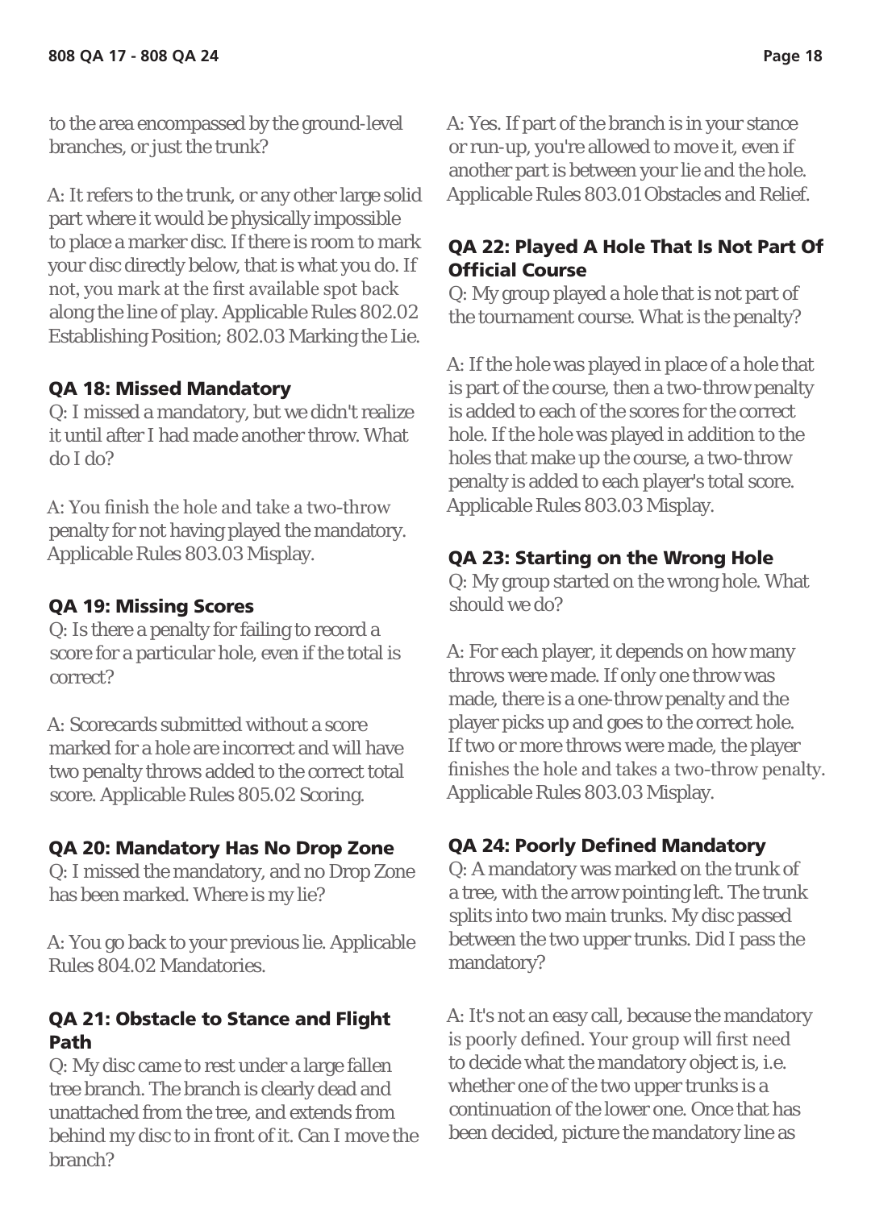to the area encompassed by the ground-level branches, or just the trunk?

A: It refers to the trunk, or any other large solid part where it would be physically impossible to place a marker disc. If there is room to mark your disc directly below, that is what you do. If not, you mark at the first available spot back along the line of play. Applicable Rules 802.02 Establishing Position; 802.03 Marking the Lie.

### QA 18: Missed Mandatory

Q: I missed a mandatory, but we didn't realize it until after I had made another throw. What do I do?

A: You finish the hole and take a two-throw penalty for not having played the mandatory. Applicable Rules 803.03 Misplay.

### QA 19: Missing Scores

Q: Is there a penalty for failing to record a score for a particular hole, even if the total is correct?

A: Scorecards submitted without a score marked for a hole are incorrect and will have two penalty throws added to the correct total score. Applicable Rules 805.02 Scoring.

### QA 20: Mandatory Has No Drop Zone

Q: I missed the mandatory, and no Drop Zone has been marked. Where is my lie?

A: You go back to your previous lie. Applicable Rules 804.02 Mandatories.

### QA 21: Obstacle to Stance and Flight Path

Q: My disc came to rest under a large fallen tree branch. The branch is clearly dead and unattached from the tree, and extends from behind my disc to in front of it. Can I move the branch?

A: Yes. If part of the branch is in your stance or run-up, you're allowed to move it, even if another part is between your lie and the hole. Applicable Rules 803.01 Obstacles and Relief.

### QA 22: Played A Hole That Is Not Part Of Official Course

Q: My group played a hole that is not part of the tournament course. What is the penalty?

A: If the hole was played in place of a hole that is part of the course, then a two-throw penalty is added to each of the scores for the correct hole. If the hole was played in addition to the holes that make up the course, a two-throw penalty is added to each player's total score. Applicable Rules 803.03 Misplay.

### QA 23: Starting on the Wrong Hole

Q: My group started on the wrong hole. What should we do?

A: For each player, it depends on how many throws were made. If only one throw was made, there is a one-throw penalty and the player picks up and goes to the correct hole. If two or more throws were made, the player finishes the hole and takes a two-throw penalty. Applicable Rules 803.03 Misplay.

### QA 24: Poorly Defined Mandatory

Q: A mandatory was marked on the trunk of a tree, with the arrow pointing left. The trunk splits into two main trunks. My disc passed between the two upper trunks. Did I pass the mandatory?

A: It's not an easy call, because the mandatory is poorly defined. Your group will first need to decide what the mandatory object is, i.e. whether one of the two upper trunks is a continuation of the lower one. Once that has been decided, picture the mandatory line as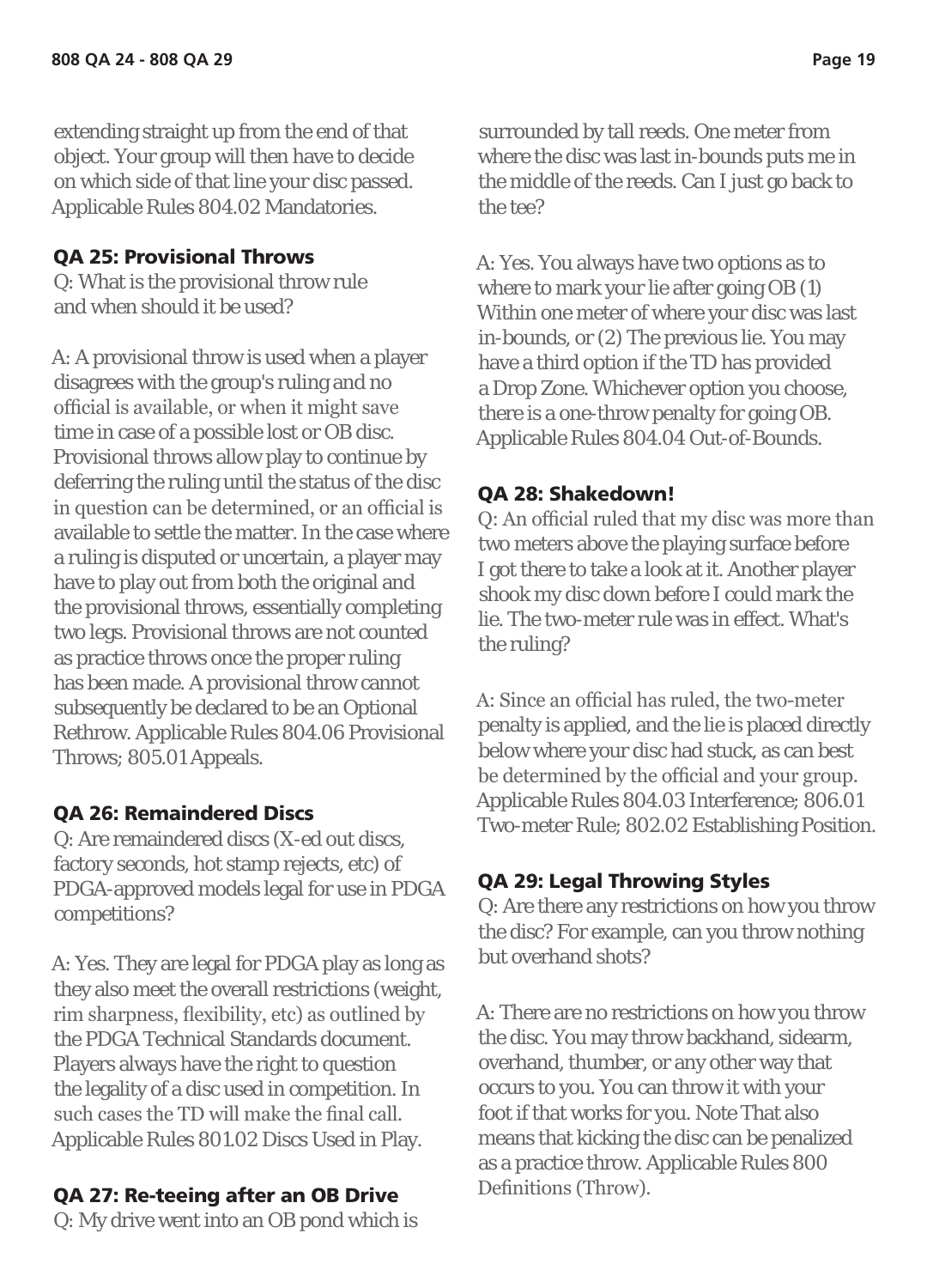extending straight up from the end of that object. Your group will then have to decide on which side of that line your disc passed. Applicable Rules 804.02 Mandatories.

### QA 25: Provisional Throws

Q: What is the provisional throw rule and when should it be used?

A: A provisional throw is used when a player disagrees with the group's ruling and no official is available, or when it might save time in case of a possible lost or OB disc. Provisional throws allow play to continue by deferring the ruling until the status of the disc in question can be determined, or an official is available to settle the matter. In the case where a ruling is disputed or uncertain, a player may have to play out from both the original and the provisional throws, essentially completing two legs. Provisional throws are not counted as practice throws once the proper ruling has been made. A provisional throw cannot subsequently be declared to be an Optional Rethrow. Applicable Rules 804.06 Provisional Throws; 805.01 Appeals.

### QA 26: Remaindered Discs

Q: Are remaindered discs (X-ed out discs, factory seconds, hot stamp rejects, etc) of PDGA-approved models legal for use in PDGA competitions?

A: Yes. They are legal for PDGA play as long as they also meet the overall restrictions (weight, rim sharpness, flexibility, etc) as outlined by the PDGA Technical Standards document. Players always have the right to question the legality of a disc used in competition. In such cases the TD will make the final call. Applicable Rules 801.02 Discs Used in Play.

### QA 27: Re-teeing after an OB Drive

Q: My drive went into an OB pond which is surrounded by tall reeds. One meter from where the disc was last in-bounds puts me in the middle of the reeds. Can I just go back to the tee?

A: Yes. You always have two options as to where to mark your lie after going OB (1) Within one meter of where your disc was last in-bounds, or (2) The previous lie. You may have a third option if the TD has provided a Drop Zone. Whichever option you choose, there is a one-throw penalty for going OB. Applicable Rules 804.04 Out-of-Bounds.

### QA 28: Shakedown!

Q: An official ruled that my disc was more than two meters above the playing surface before I got there to take a look at it. Another player shook my disc down before I could mark the lie. The two-meter rule was in effect. What's the ruling?

A: Since an official has ruled, the two-meter penalty is applied, and the lie is placed directly below where your disc had stuck, as can best be determined by the official and your group. Applicable Rules 804.03 Interference; 806.01 Two-meter Rule; 802.02 Establishing Position.

### QA 29: Legal Throwing Styles

Q: Are there any restrictions on how you throw the disc? For example, can you throw nothing but overhand shots?

A: There are no restrictions on how you throw the disc. You may throw backhand, sidearm, overhand, thumber, or any other way that occurs to you. You can throw it with your foot if that works for you. Note That also means that kicking the disc can be penalized as a practice throw. Applicable Rules 800 Definitions (Throw).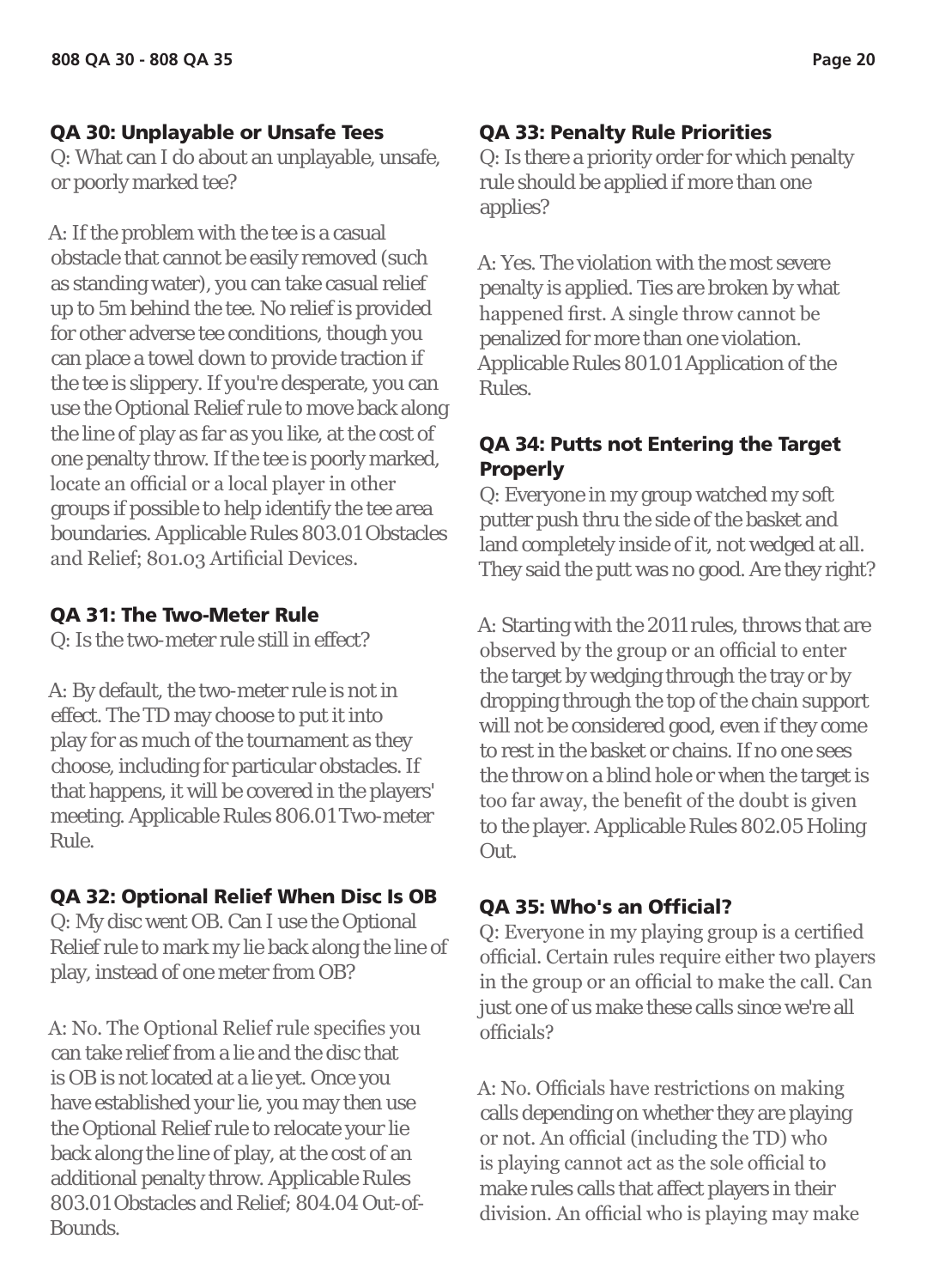### QA 30: Unplayable or Unsafe Tees

Q: What can I do about an unplayable, unsafe, or poorly marked tee?

A: If the problem with the tee is a casual obstacle that cannot be easily removed (such as standing water), you can take casual relief up to 5m behind the tee. No relief is provided for other adverse tee conditions, though you can place a towel down to provide traction if the tee is slippery. If you're desperate, you can use the Optional Relief rule to move back along the line of play as far as you like, at the cost of one penalty throw. If the tee is poorly marked, locate an official or a local player in other groups if possible to help identify the tee area boundaries. Applicable Rules 803.01 Obstacles and Relief; 801.03 Artificial Devices.

### QA 31: The Two-Meter Rule

Q: Is the two-meter rule still in effect?

A: By default, the two-meter rule is not in effect. The TD may choose to put it into play for as much of the tournament as they choose, including for particular obstacles. If that happens, it will be covered in the players' meeting. Applicable Rules 806.01 Two-meter Rule.

### QA 32: Optional Relief When Disc Is OB

Q: My disc went OB. Can I use the Optional Relief rule to mark my lie back along the line of play, instead of one meter from OB?

A: No. The Optional Relief rule specifies you can take relief from a lie and the disc that is OB is not located at a lie yet. Once you have established your lie, you may then use the Optional Relief rule to relocate your lie back along the line of play, at the cost of an additional penalty throw. Applicable Rules 803.01 Obstacles and Relief; 804.04 Out-of-Bounds.

### QA 33: Penalty Rule Priorities

Q: Is there a priority order for which penalty rule should be applied if more than one applies?

A: Yes. The violation with the most severe penalty is applied. Ties are broken by what happened first. A single throw cannot be penalized for more than one violation. Applicable Rules 801.01 Application of the Rules.

### QA 34: Putts not Entering the Target Properly

Q: Everyone in my group watched my soft putter push thru the side of the basket and land completely inside of it, not wedged at all. They said the putt was no good. Are they right?

A: Starting with the 2011 rules, throws that are observed by the group or an official to enter the target by wedging through the tray or by dropping through the top of the chain support will not be considered good, even if they come to rest in the basket or chains. If no one sees the throw on a blind hole or when the target is too far away, the benefit of the doubt is given to the player. Applicable Rules 802.05 Holing Out.

### QA 35: Who's an Official?

Q: Everyone in my playing group is a certified official. Certain rules require either two players in the group or an official to make the call. Can just one of us make these calls since we're all officials?

A: No. Officials have restrictions on making calls depending on whether they are playing or not. An official (including the TD) who is playing cannot act as the sole official to make rules calls that affect players in their division. An official who is playing may make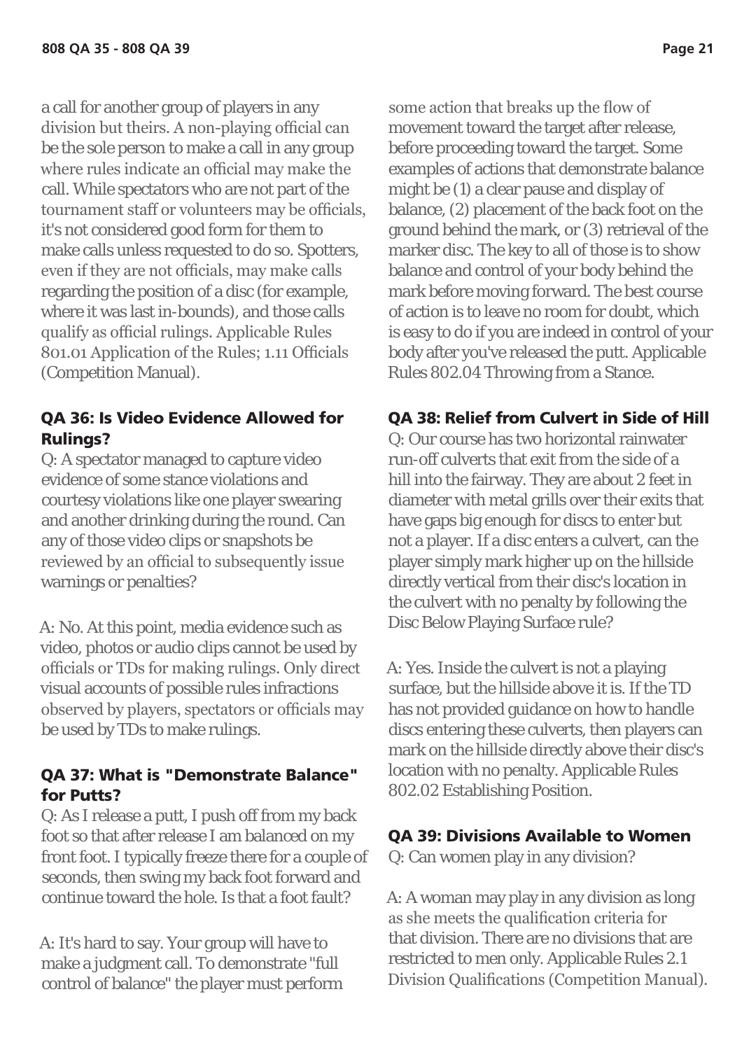a call for another group of players in any division but theirs. A non-playing official can be the sole person to make a call in any group where rules indicate an official may make the call. While spectators who are not part of the tournament staff or volunteers may be officials, it's not considered good form for them to make calls unless requested to do so. Spotters, even if they are not officials, may make calls regarding the position of a disc (for example, where it was last in-bounds), and those calls qualify as official rulings. Applicable Rules 801.01 Application of the Rules; 1.11 Officials (Competition Manual).

### QA 36: Is Video Evidence Allowed for Rulings?

Q: A spectator managed to capture video evidence of some stance violations and courtesy violations like one player swearing and another drinking during the round. Can any of those video clips or snapshots be reviewed by an official to subsequently issue warnings or penalties?

A: No. At this point, media evidence such as video, photos or audio clips cannot be used by officials or TDs for making rulings. Only direct visual accounts of possible rules infractions observed by players, spectators or officials may be used by TDs to make rulings.

### QA 37: What is "Demonstrate Balance" for Putts?

Q: As I release a putt, I push off from my back foot so that after release I am balanced on my front foot. I typically freeze there for a couple of seconds, then swing my back foot forward and continue toward the hole. Is that a foot fault?

A: It's hard to say. Your group will have to make a judgment call. To demonstrate "full control of balance" the player must perform some action that breaks up the flow of movement toward the target after release, before proceeding toward the target. Some examples of actions that demonstrate balance might be (1) a clear pause and display of balance, (2) placement of the back foot on the ground behind the mark, or (3) retrieval of the marker disc. The key to all of those is to show balance and control of your body behind the mark before moving forward. The best course of action is to leave no room for doubt, which is easy to do if you are indeed in control of your body after you've released the putt. Applicable Rules 802.04 Throwing from a Stance.

### QA 38: Relief from Culvert in Side of Hill

Q: Our course has two horizontal rainwater run-off culverts that exit from the side of a hill into the fairway. They are about 2 feet in diameter with metal grills over their exits that have gaps big enough for discs to enter but not a player. If a disc enters a culvert, can the player simply mark higher up on the hillside directly vertical from their disc's location in the culvert with no penalty by following the Disc Below Playing Surface rule?

A: Yes. Inside the culvert is not a playing surface, but the hillside above it is. If the TD has not provided guidance on how to handle discs entering these culverts, then players can mark on the hillside directly above their disc's location with no penalty. Applicable Rules 802.02 Establishing Position.

### QA 39: Divisions Available to Women

Q: Can women play in any division?

A: A woman may play in any division as long as she meets the qualification criteria for that division. There are no divisions that are restricted to men only. Applicable Rules 2.1 Division Qualifications (Competition Manual).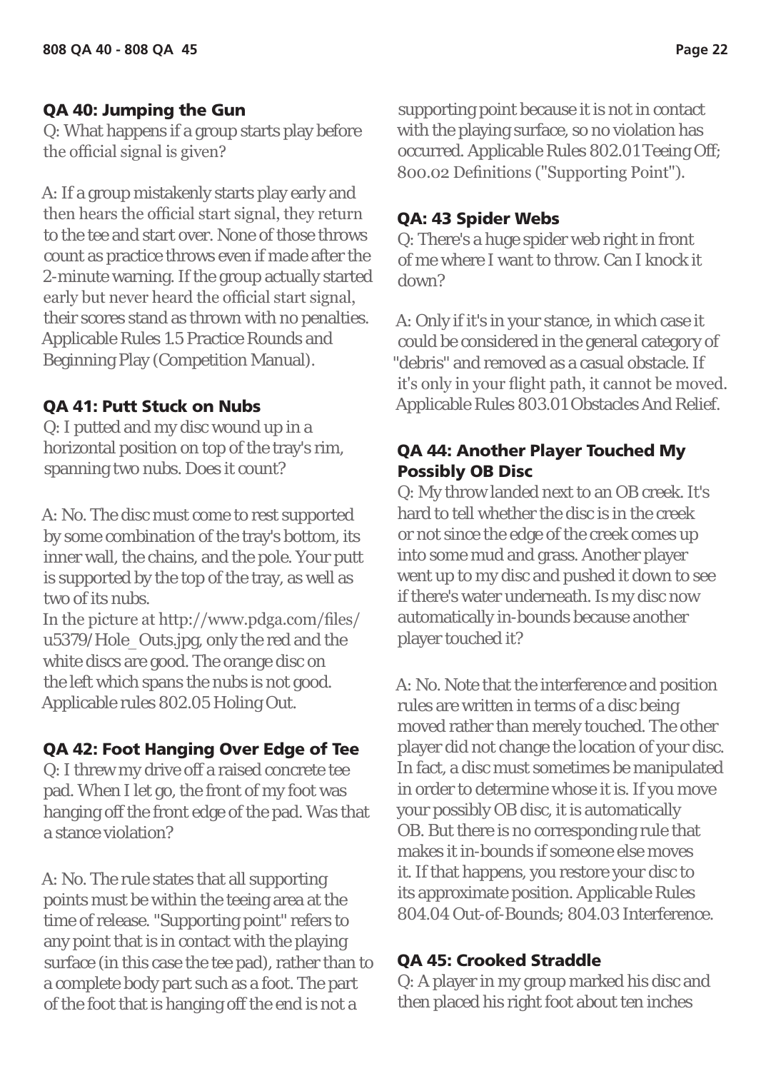### QA 40: Jumping the Gun

Q: What happens if a group starts play before the official signal is given?

A: If a group mistakenly starts play early and then hears the official start signal, they return to the tee and start over. None of those throws count as practice throws even if made after the 2-minute warning. If the group actually started early but never heard the official start signal, their scores stand as thrown with no penalties. Applicable Rules 1.5 Practice Rounds and Beginning Play (Competition Manual).

### QA 41: Putt Stuck on Nubs

Q: I putted and my disc wound up in a horizontal position on top of the tray's rim, spanning two nubs. Does it count?

A: No. The disc must come to rest supported by some combination of the tray's bottom, its inner wall, the chains, and the pole. Your putt is supported by the top of the tray, as well as two of its nubs.

In the picture at http://www.pdga.com/files/u5379/Hole_Outs.jpg, only the red and the white discs are good. The orange disc on the left which spans the nubs is not good. Applicable rules 802.05 Holing Out.

### QA 42: Foot Hanging Over Edge of Tee

Q: I threw my drive off a raised concrete tee pad. When I let go, the front of my foot was hanging off the front edge of the pad. Was that a stance violation?

A: No. The rule states that all supporting points must be within the teeing area at the time of release. "Supporting point" refers to any point that is in contact with the playing surface (in this case the tee pad), rather than to a complete body part such as a foot. The part of the foot that is hanging off the end is not a supporting point because it is not in contact with the playing surface, so no violation has occurred. Applicable Rules 802.01 Teeing Off; 800.02 Definitions ("Supporting Point").

### QA: 43 Spider Webs

Q: There's a huge spider web right in front of me where I want to throw. Can I knock it down?

A: Only if it's in your stance, in which case it could be considered in the general category of "debris" and removed as a casual obstacle. If it's only in your flight path, it cannot be moved. Applicable Rules 803.01 Obstacles And Relief.

### QA 44: Another Player Touched My Possibly OB Disc

Q: My throw landed next to an OB creek. It's hard to tell whether the disc is in the creek or not since the edge of the creek comes up into some mud and grass. Another player went up to my disc and pushed it down to see if there's water underneath. Is my disc now automatically in-bounds because another player touched it?

A: No. Note that the interference and position rules are written in terms of a disc being moved rather than merely touched. The other player did not change the location of your disc. In fact, a disc must sometimes be manipulated in order to determine whose it is. If you move your possibly OB disc, it is automatically OB. But there is no corresponding rule that makes it in-bounds if someone else moves it. If that happens, you restore your disc to its approximate position. Applicable Rules 804.04 Out-of-Bounds; 804.03 Interference.

### QA 45: Crooked Straddle

Q: A player in my group marked his disc and then placed his right foot about ten inches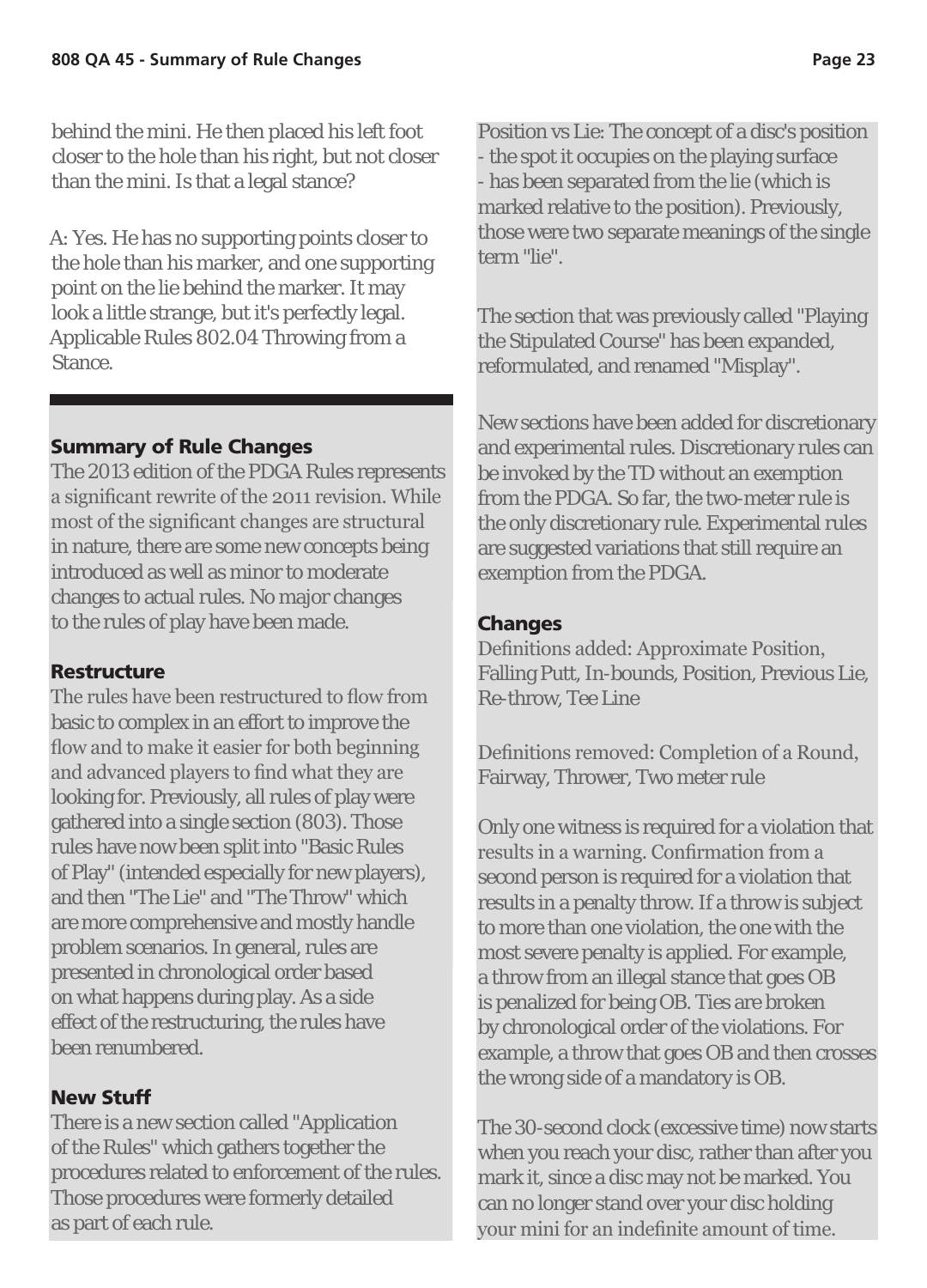behind the mini. He then placed his left foot closer to the hole than his right, but not closer than the mini. Is that a legal stance?

A: Yes. He has no supporting points closer to the hole than his marker, and one supporting point on the lie behind the marker. It may look a little strange, but it's perfectly legal. Applicable Rules 802.04 Throwing from a Stance.

## Summary of Rule Changes

The 2013 edition of the PDGA Rules represents a significant rewrite of the 2011 revision. While most of the significant changes are structural in nature, there are some new concepts being introduced as well as minor to moderate changes to actual rules. No major changes to the rules of play have been made.

### Restructure

The rules have been restructured to flow from basic to complex in an effort to improve the flow and to make it easier for both beginning and advanced players to find what they are looking for. Previously, all rules of play were gathered into a single section (803). Those rules have now been split into "Basic Rules of Play" (intended especially for new players), and then "The Lie" and "The Throw" which are more comprehensive and mostly handle problem scenarios. In general, rules are presented in chronological order based on what happens during play. As a side effect of the restructuring, the rules have been renumbered.

### New Stuff

There is a new section called "Application of the Rules" which gathers together the procedures related to enforcement of the rules. Those procedures were formerly detailed as part of each rule.

Position vs Lie: The concept of a disc's position - the spot it occupies on the playing surface - has been separated from the lie (which is marked relative to the position). Previously, those were two separate meanings of the single term "lie".

The section that was previously called "Playing the Stipulated Course" has been expanded, reformulated, and renamed "Misplay".

New sections have been added for discretionary and experimental rules. Discretionary rules can be invoked by the TD without an exemption from the PDGA. So far, the two-meter rule is the only discretionary rule. Experimental rules are suggested variations that still require an exemption from the PDGA.

### Changes

Definitions added: Approximate Position, Falling Putt, In-bounds, Position, Previous Lie, Re-throw, Tee Line

Definitions removed: Completion of a Round, Fairway, Thrower, Two meter rule

Only one witness is required for a violation that results in a warning. Confirmation from a second person is required for a violation that results in a penalty throw. If a throw is subject to more than one violation, the one with the most severe penalty is applied. For example, a throw from an illegal stance that goes OB is penalized for being OB. Ties are broken by chronological order of the violations. For example, a throw that goes OB and then crosses the wrong side of a mandatory is OB.

The 30-second clock (excessive time) now starts when you reach your disc, rather than after you mark it, since a disc may not be marked. You can no longer stand over your disc holding your mini for an indefinite amount of time.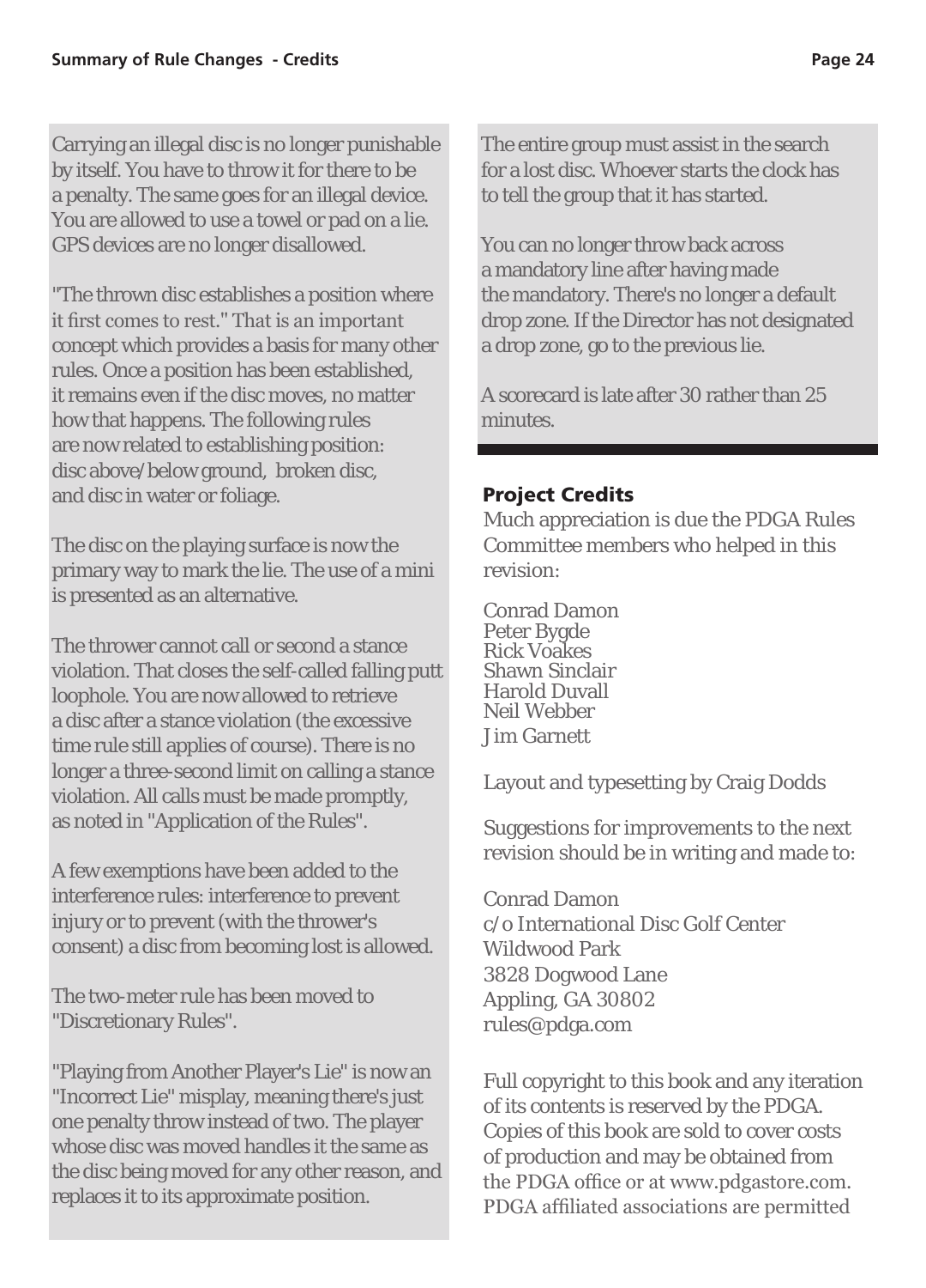Carrying an illegal disc is no longer punishable by itself. You have to throw it for there to be a penalty. The same goes for an illegal device. You are allowed to use a towel or pad on a lie. GPS devices are no longer disallowed.

"The thrown disc establishes a position where it first comes to rest." That is an important concept which provides a basis for many other rules. Once a position has been established, it remains even if the disc moves, no matter how that happens. The following rules are now related to establishing position: disc above/below ground, broken disc, and disc in water or foliage.

The disc on the playing surface is now the primary way to mark the lie. The use of a mini is presented as an alternative.

The thrower cannot call or second a stance violation. That closes the self-called falling putt loophole. You are now allowed to retrieve a disc after a stance violation (the excessive time rule still applies of course). There is no longer a three-second limit on calling a stance violation. All calls must be made promptly, as noted in "Application of the Rules".

A few exemptions have been added to the interference rules: interference to prevent injury or to prevent (with the thrower's consent) a disc from becoming lost is allowed.

The two-meter rule has been moved to "Discretionary Rules".

"Playing from Another Player's Lie" is now an "Incorrect Lie" misplay, meaning there's just one penalty throw instead of two. The player whose disc was moved handles it the same as the disc being moved for any other reason, and replaces it to its approximate position.

The entire group must assist in the search for a lost disc. Whoever starts the clock has to tell the group that it has started.

You can no longer throw back across a mandatory line after having made the mandatory. There's no longer a default drop zone. If the Director has not designated a drop zone, go to the previous lie.

A scorecard is late after 30 rather than 25 minutes.

## Project Credits

Much appreciation is due the PDGA Rules Committee members who helped in this revision:

Conrad Damon
Peter Bygde
Rick Voakes
Shawn Sinclair
Harold Duvall
Neil Webber
Jim Garnett

Layout and typesetting by Craig Dodds

Suggestions for improvements to the next revision should be in writing and made to:

Conrad Damon
c/o International Disc Golf Center
Wildwood Park
3828 Dogwood Lane
Appling, GA 30802
rules@pdga.com

Full copyright to this book and any iteration of its contents is reserved by the PDGA. Copies of this book are sold to cover costs of production and may be obtained from the PDGA office or at www.pdgastore.com. PDGA affiliated associations are permitted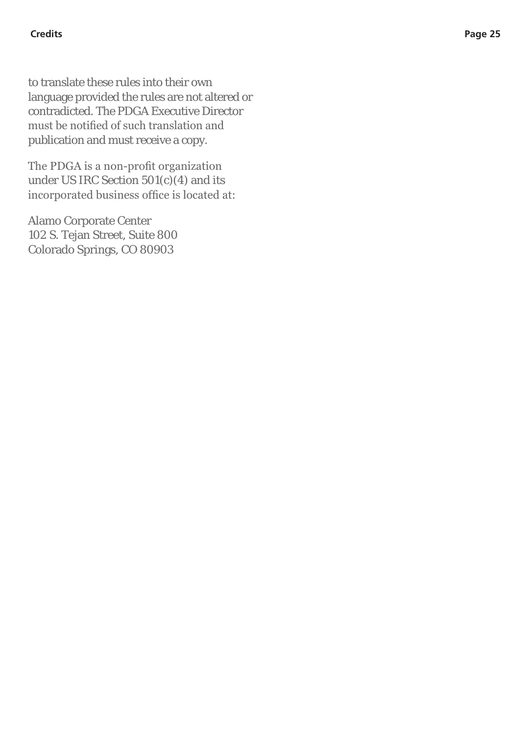to translate these rules into their own language provided the rules are not altered or contradicted. The PDGA Executive Director must be notified of such translation and publication and must receive a copy.

The PDGA is a non-profit organization under US IRC Section 501(c)(4) and its incorporated business office is located at:

Alamo Corporate Center
102 S. Tejan Street, Suite 800
Colorado Springs, CO 80903